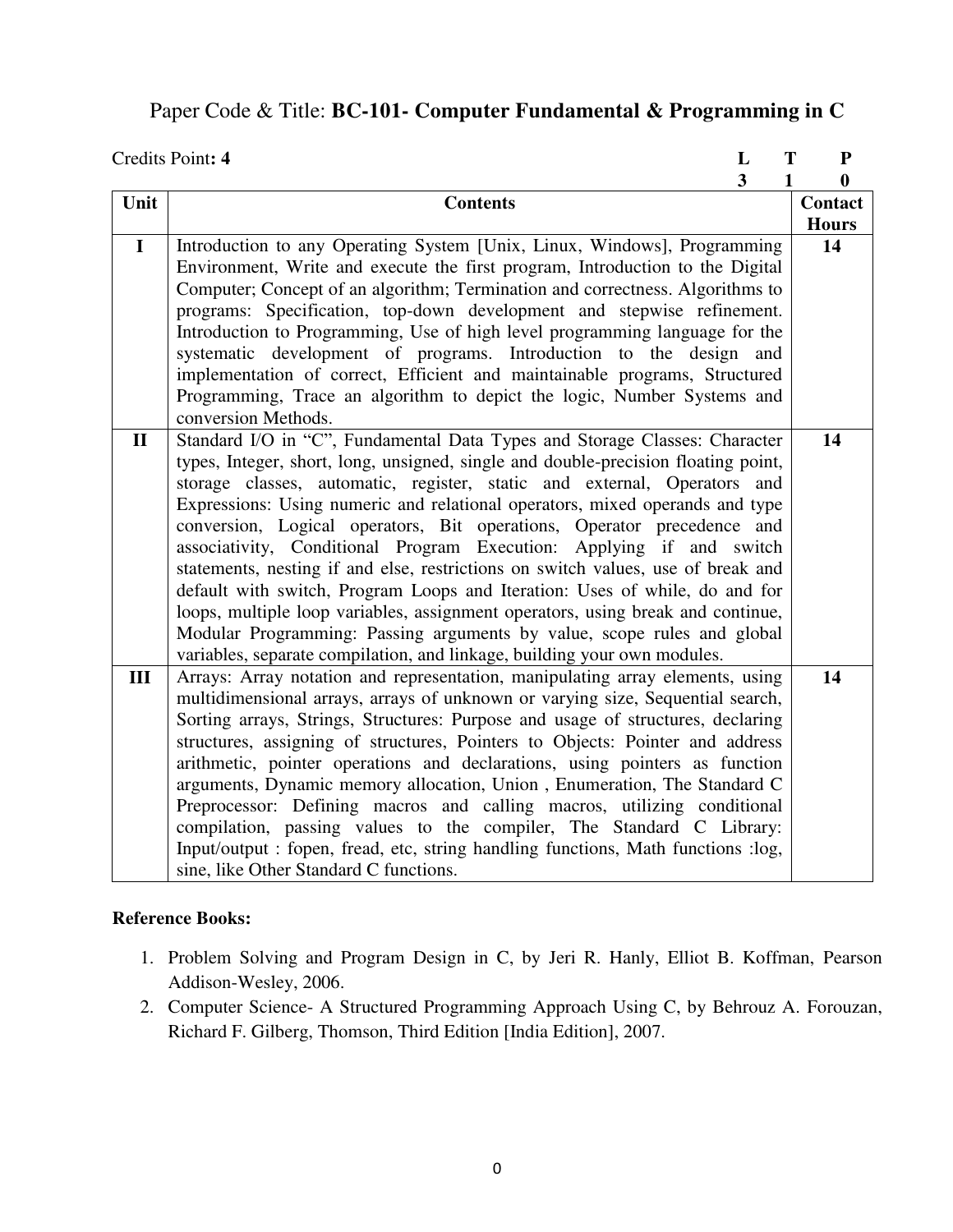## Paper Code & Title: **BC-101- Computer Fundamental & Programming in C**

Credits Point**: 4**

| L | T | P |
|---|---|---|
| 3 | 1 | 0 |

| Unit | Contents | Contact Hours |
|---|---|---|
| I | Introduction to any Operating System [Unix, Linux, Windows], Programming Environment, Write and execute the first program, Introduction to the Digital Computer; Concept of an algorithm; Termination and correctness. Algorithms to programs: Specification, top-down development and stepwise refinement. Introduction to Programming, Use of high level programming language for the systematic development of programs. Introduction to the design and implementation of correct, Efficient and maintainable programs, Structured Programming, Trace an algorithm to depict the logic, Number Systems and conversion Methods. | 14 |
| II | Standard I/O in "C", Fundamental Data Types and Storage Classes: Character types, Integer, short, long, unsigned, single and double-precision floating point, storage classes, automatic, register, static and external, Operators and Expressions: Using numeric and relational operators, mixed operands and type conversion, Logical operators, Bit operations, Operator precedence and associativity, Conditional Program Execution: Applying if and switch statements, nesting if and else, restrictions on switch values, use of break and default with switch, Program Loops and Iteration: Uses of while, do and for loops, multiple loop variables, assignment operators, using break and continue, Modular Programming: Passing arguments by value, scope rules and global variables, separate compilation, and linkage, building your own modules. | 14 |
| III | Arrays: Array notation and representation, manipulating array elements, using multidimensional arrays, arrays of unknown or varying size, Sequential search, Sorting arrays, Strings, Structures: Purpose and usage of structures, declaring structures, assigning of structures, Pointers to Objects: Pointer and address arithmetic, pointer operations and declarations, using pointers as function arguments, Dynamic memory allocation, Union , Enumeration, The Standard C Preprocessor: Defining macros and calling macros, utilizing conditional compilation, passing values to the compiler, The Standard C Library: Input/output : fopen, fread, etc, string handling functions, Math functions :log, sine, like Other Standard C functions. | 14 |

**Reference Books:**

1. Problem Solving and Program Design in C, by Jeri R. Hanly, Elliot B. Koffman, Pearson Addison-Wesley, 2006.
2. Computer Science- A Structured Programming Approach Using C, by Behrouz A. Forouzan, Richard F. Gilberg, Thomson, Third Edition [India Edition], 2007.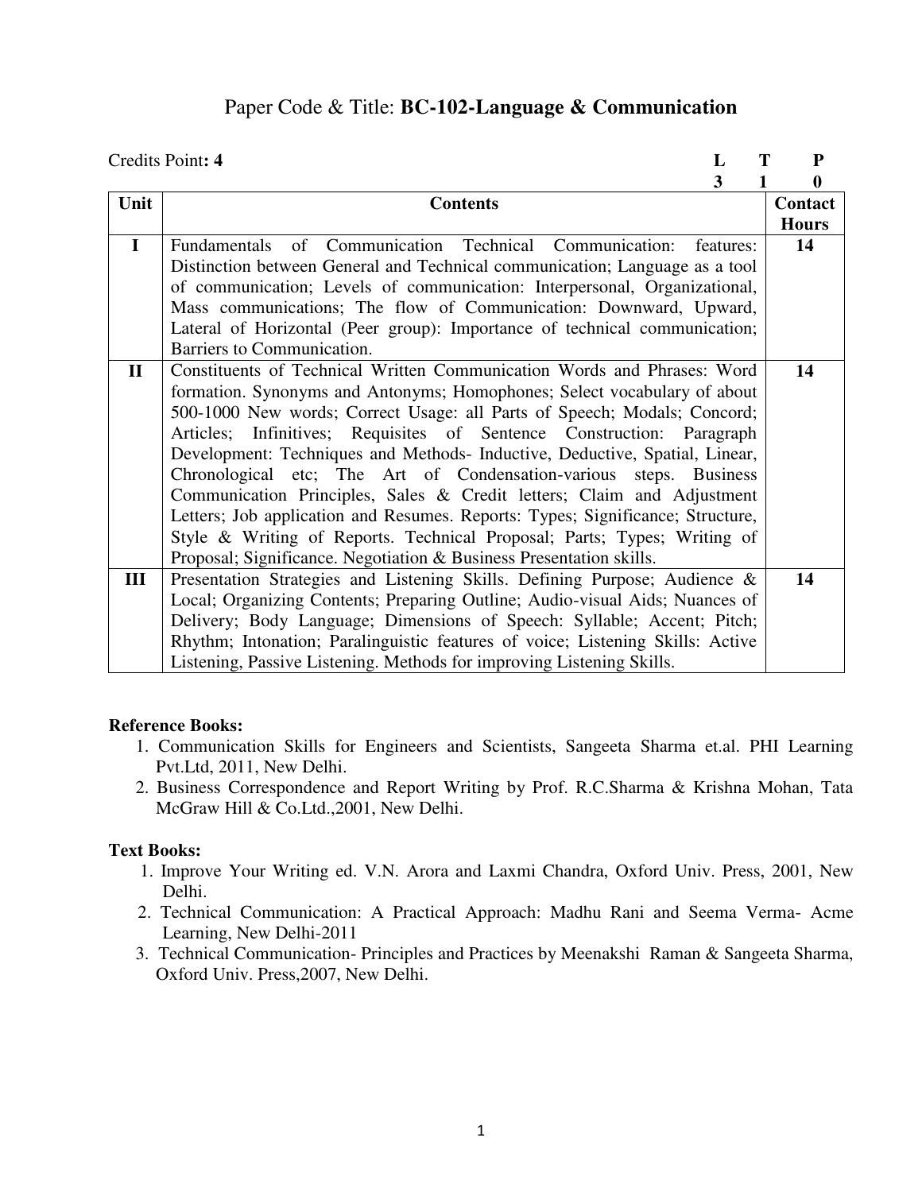# Paper Code & Title: **BC-102-Language & Communication**

Credits Point**: 4**

| L | T | P |
|---|---|---|
| 3 | 1 | 0 |

| Unit | Contents | Contact Hours |
|---|---|---|
| **I** | Fundamentals of Communication Technical Communication: features: Distinction between General and Technical communication; Language as a tool of communication; Levels of communication: Interpersonal, Organizational, Mass communications; The flow of Communication: Downward, Upward, Lateral of Horizontal (Peer group): Importance of technical communication; Barriers to Communication. | **14** |
| **II** | Constituents of Technical Written Communication Words and Phrases: Word formation. Synonyms and Antonyms; Homophones; Select vocabulary of about 500-1000 New words; Correct Usage: all Parts of Speech; Modals; Concord; Articles; Infinitives; Requisites of Sentence Construction: Paragraph Development: Techniques and Methods- Inductive, Deductive, Spatial, Linear, Chronological etc; The Art of Condensation-various steps. Business Communication Principles, Sales & Credit letters; Claim and Adjustment Letters; Job application and Resumes. Reports: Types; Significance; Structure, Style & Writing of Reports. Technical Proposal; Parts; Types; Writing of Proposal; Significance. Negotiation & Business Presentation skills. | **14** |
| **III** | Presentation Strategies and Listening Skills. Defining Purpose; Audience & Local; Organizing Contents; Preparing Outline; Audio-visual Aids; Nuances of Delivery; Body Language; Dimensions of Speech: Syllable; Accent; Pitch; Rhythm; Intonation; Paralinguistic features of voice; Listening Skills: Active Listening, Passive Listening. Methods for improving Listening Skills. | **14** |

**Reference Books:**

1. Communication Skills for Engineers and Scientists, Sangeeta Sharma et.al. PHI Learning Pvt.Ltd, 2011, New Delhi.
2. Business Correspondence and Report Writing by Prof. R.C.Sharma & Krishna Mohan, Tata McGraw Hill & Co.Ltd.,2001, New Delhi.

**Text Books:**

1. Improve Your Writing ed. V.N. Arora and Laxmi Chandra, Oxford Univ. Press, 2001, New Delhi.
2. Technical Communication: A Practical Approach: Madhu Rani and Seema Verma- Acme Learning, New Delhi-2011
3. Technical Communication- Principles and Practices by Meenakshi Raman & Sangeeta Sharma, Oxford Univ. Press,2007, New Delhi.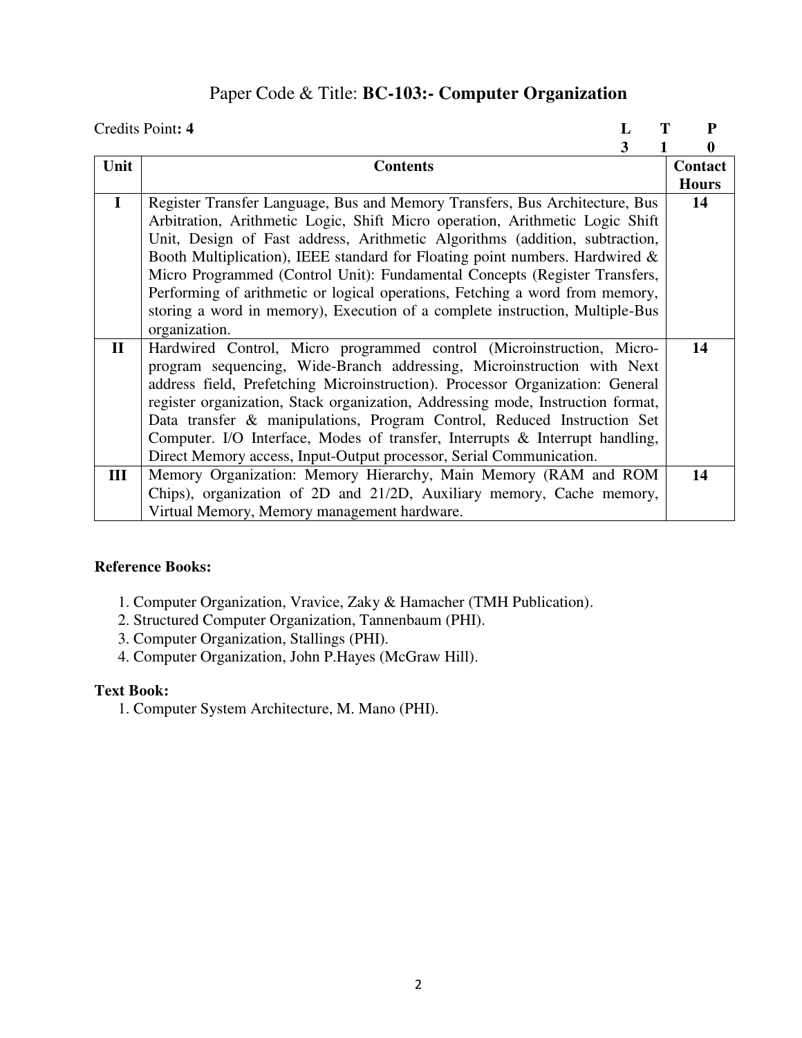# Paper Code & Title: **BC-103:- Computer Organization**

Credits Point**: 4**

| L | T | P |
|---|---|---|
| 3 | 1 | 0 |

| Unit | Contents | Contact Hours |
|---|---|---|
| I | Register Transfer Language, Bus and Memory Transfers, Bus Architecture, Bus Arbitration, Arithmetic Logic, Shift Micro operation, Arithmetic Logic Shift Unit, Design of Fast address, Arithmetic Algorithms (addition, subtraction, Booth Multiplication), IEEE standard for Floating point numbers. Hardwired & Micro Programmed (Control Unit): Fundamental Concepts (Register Transfers, Performing of arithmetic or logical operations, Fetching a word from memory, storing a word in memory), Execution of a complete instruction, Multiple-Bus organization. | 14 |
| II | Hardwired Control, Micro programmed control (Microinstruction, Micro-program sequencing, Wide-Branch addressing, Microinstruction with Next address field, Prefetching Microinstruction). Processor Organization: General register organization, Stack organization, Addressing mode, Instruction format, Data transfer & manipulations, Program Control, Reduced Instruction Set Computer. I/O Interface, Modes of transfer, Interrupts & Interrupt handling, Direct Memory access, Input-Output processor, Serial Communication. | 14 |
| III | Memory Organization: Memory Hierarchy, Main Memory (RAM and ROM Chips), organization of 2D and 21/2D, Auxiliary memory, Cache memory, Virtual Memory, Memory management hardware. | 14 |

**Reference Books:**

1. Computer Organization, Vravice, Zaky & Hamacher (TMH Publication).
2. Structured Computer Organization, Tannenbaum (PHI).
3. Computer Organization, Stallings (PHI).
4. Computer Organization, John P.Hayes (McGraw Hill).

**Text Book:**

1. Computer System Architecture, M. Mano (PHI).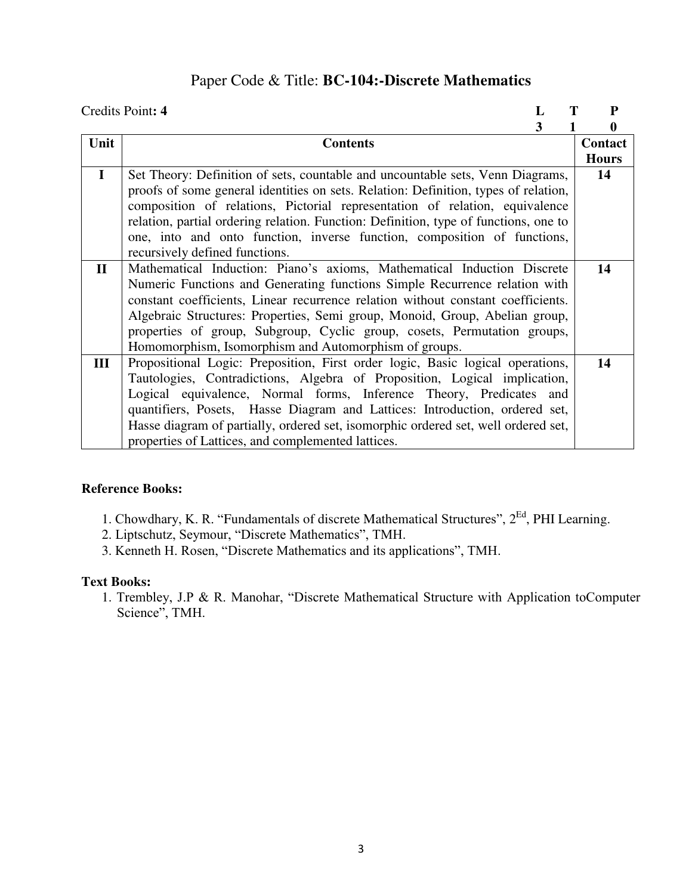## Paper Code & Title: **BC-104:-Discrete Mathematics**

Credits Point**: 4**

| L | T | P |
|---|---|---|
| 3 | 1 | 0 |

| Unit | Contents | Contact Hours |
|---|---|---|
| **I** | Set Theory: Definition of sets, countable and uncountable sets, Venn Diagrams, proofs of some general identities on sets. Relation: Definition, types of relation, composition of relations, Pictorial representation of relation, equivalence relation, partial ordering relation. Function: Definition, type of functions, one to one, into and onto function, inverse function, composition of functions, recursively defined functions. | **14** |
| **II** | Mathematical Induction: Piano's axioms, Mathematical Induction Discrete Numeric Functions and Generating functions Simple Recurrence relation with constant coefficients, Linear recurrence relation without constant coefficients. Algebraic Structures: Properties, Semi group, Monoid, Group, Abelian group, properties of group, Subgroup, Cyclic group, cosets, Permutation groups, Homomorphism, Isomorphism and Automorphism of groups. | **14** |
| **III** | Propositional Logic: Preposition, First order logic, Basic logical operations, Tautologies, Contradictions, Algebra of Proposition, Logical implication, Logical equivalence, Normal forms, Inference Theory, Predicates and quantifiers, Posets, Hasse Diagram and Lattices: Introduction, ordered set, Hasse diagram of partially, ordered set, isomorphic ordered set, well ordered set, properties of Lattices, and complemented lattices. | **14** |

**Reference Books:**

1. Chowdhary, K. R. "Fundamentals of discrete Mathematical Structures", 2[Ed], PHI Learning.
2. Liptschutz, Seymour, "Discrete Mathematics", TMH.
3. Kenneth H. Rosen, "Discrete Mathematics and its applications", TMH.

**Text Books:**

1. Trembley, J.P & R. Manohar, "Discrete Mathematical Structure with Application toComputer Science", TMH.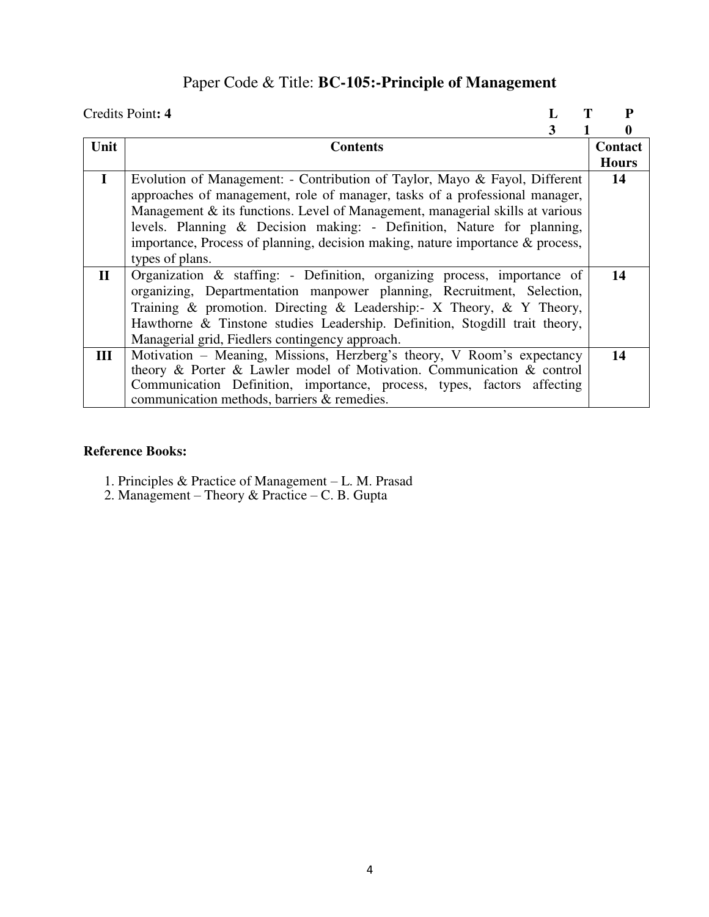# Paper Code & Title: **BC-105:-Principle of Management**

Credits Point**: 4**

| L | T | P |
|---|---|---|
| 3 | 1 | 0 |

| Unit | Contents | Contact Hours |
|---|---|---|
| **I** | Evolution of Management: - Contribution of Taylor, Mayo & Fayol, Different approaches of management, role of manager, tasks of a professional manager, Management & its functions. Level of Management, managerial skills at various levels. Planning & Decision making: - Definition, Nature for planning, importance, Process of planning, decision making, nature importance & process, types of plans. | **14** |
| **II** | Organization & staffing: - Definition, organizing process, importance of organizing, Departmentation manpower planning, Recruitment, Selection, Training & promotion. Directing & Leadership:- X Theory, & Y Theory, Hawthorne & Tinstone studies Leadership. Definition, Stogdill trait theory, Managerial grid, Fiedlers contingency approach. | **14** |
| **III** | Motivation – Meaning, Missions, Herzberg's theory, V Room's expectancy theory & Porter & Lawler model of Motivation. Communication & control Communication Definition, importance, process, types, factors affecting communication methods, barriers & remedies. | **14** |

**Reference Books:**

1. Principles & Practice of Management – L. M. Prasad
2. Management – Theory & Practice – C. B. Gupta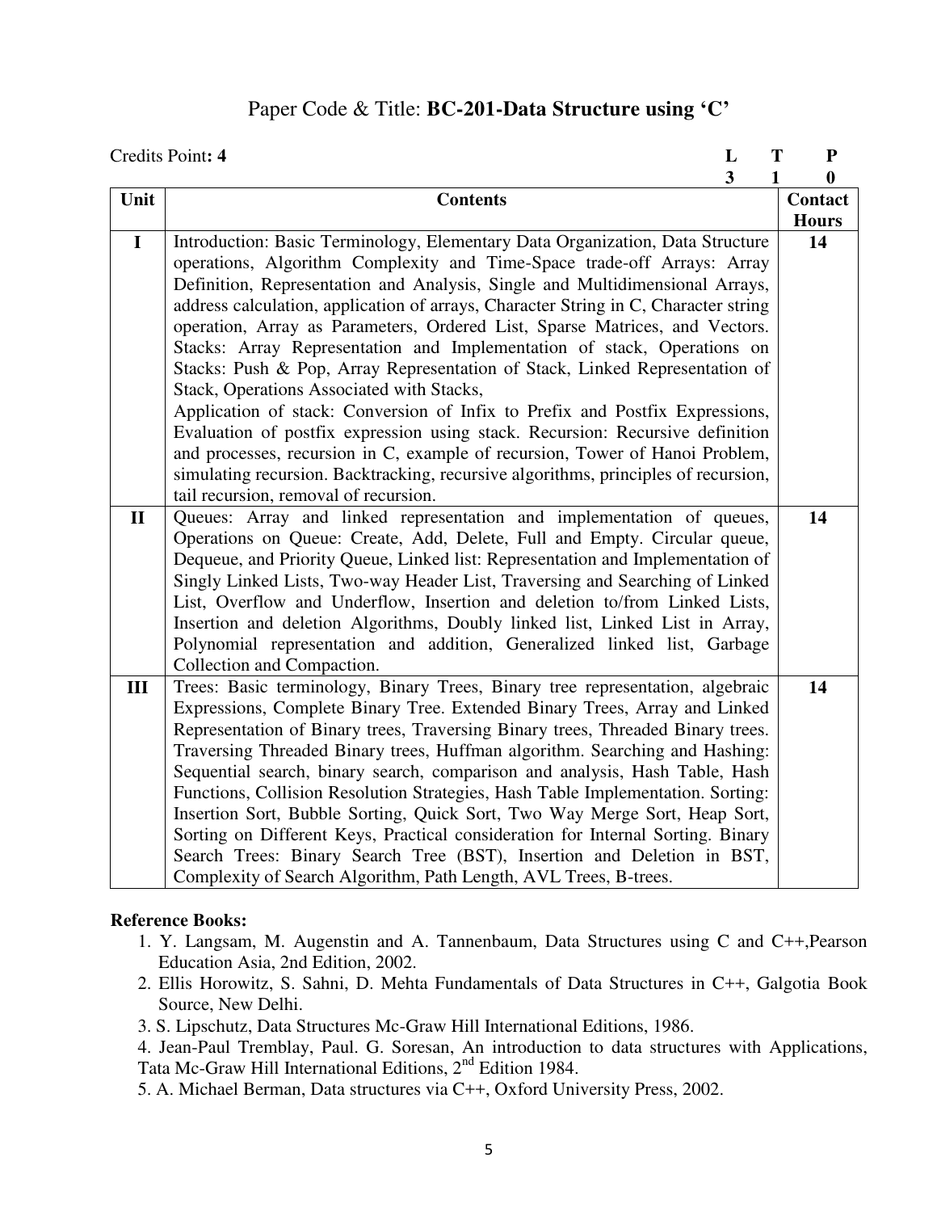# Paper Code & Title: **BC-201-Data Structure using 'C'**

Credits Point**: 4**

| L | T | P |
|---|---|---|
| 3 | 1 | 0 |

| Unit | Contents | Contact Hours |
|---|---|---|
| I | Introduction: Basic Terminology, Elementary Data Organization, Data Structure operations, Algorithm Complexity and Time-Space trade-off Arrays: Array Definition, Representation and Analysis, Single and Multidimensional Arrays, address calculation, application of arrays, Character String in C, Character string operation, Array as Parameters, Ordered List, Sparse Matrices, and Vectors. Stacks: Array Representation and Implementation of stack, Operations on Stacks: Push & Pop, Array Representation of Stack, Linked Representation of Stack, Operations Associated with Stacks, Application of stack: Conversion of Infix to Prefix and Postfix Expressions, Evaluation of postfix expression using stack. Recursion: Recursive definition and processes, recursion in C, example of recursion, Tower of Hanoi Problem, simulating recursion. Backtracking, recursive algorithms, principles of recursion, tail recursion, removal of recursion. | 14 |
| II | Queues: Array and linked representation and implementation of queues, Operations on Queue: Create, Add, Delete, Full and Empty. Circular queue, Dequeue, and Priority Queue, Linked list: Representation and Implementation of Singly Linked Lists, Two-way Header List, Traversing and Searching of Linked List, Overflow and Underflow, Insertion and deletion to/from Linked Lists, Insertion and deletion Algorithms, Doubly linked list, Linked List in Array, Polynomial representation and addition, Generalized linked list, Garbage Collection and Compaction. | 14 |
| III | Trees: Basic terminology, Binary Trees, Binary tree representation, algebraic Expressions, Complete Binary Tree. Extended Binary Trees, Array and Linked Representation of Binary trees, Traversing Binary trees, Threaded Binary trees. Traversing Threaded Binary trees, Huffman algorithm. Searching and Hashing: Sequential search, binary search, comparison and analysis, Hash Table, Hash Functions, Collision Resolution Strategies, Hash Table Implementation. Sorting: Insertion Sort, Bubble Sorting, Quick Sort, Two Way Merge Sort, Heap Sort, Sorting on Different Keys, Practical consideration for Internal Sorting. Binary Search Trees: Binary Search Tree (BST), Insertion and Deletion in BST, Complexity of Search Algorithm, Path Length, AVL Trees, B-trees. | 14 |

**Reference Books:**

1. Y. Langsam, M. Augenstin and A. Tannenbaum, Data Structures using C and C++,Pearson Education Asia, 2nd Edition, 2002.
2. Ellis Horowitz, S. Sahni, D. Mehta Fundamentals of Data Structures in C++, Galgotia Book Source, New Delhi.
3. S. Lipschutz, Data Structures Mc-Graw Hill International Editions, 1986.
4. Jean-Paul Tremblay, Paul. G. Soresan, An introduction to data structures with Applications, Tata Mc-Graw Hill International Editions, 2nd Edition 1984.
5. A. Michael Berman, Data structures via C++, Oxford University Press, 2002.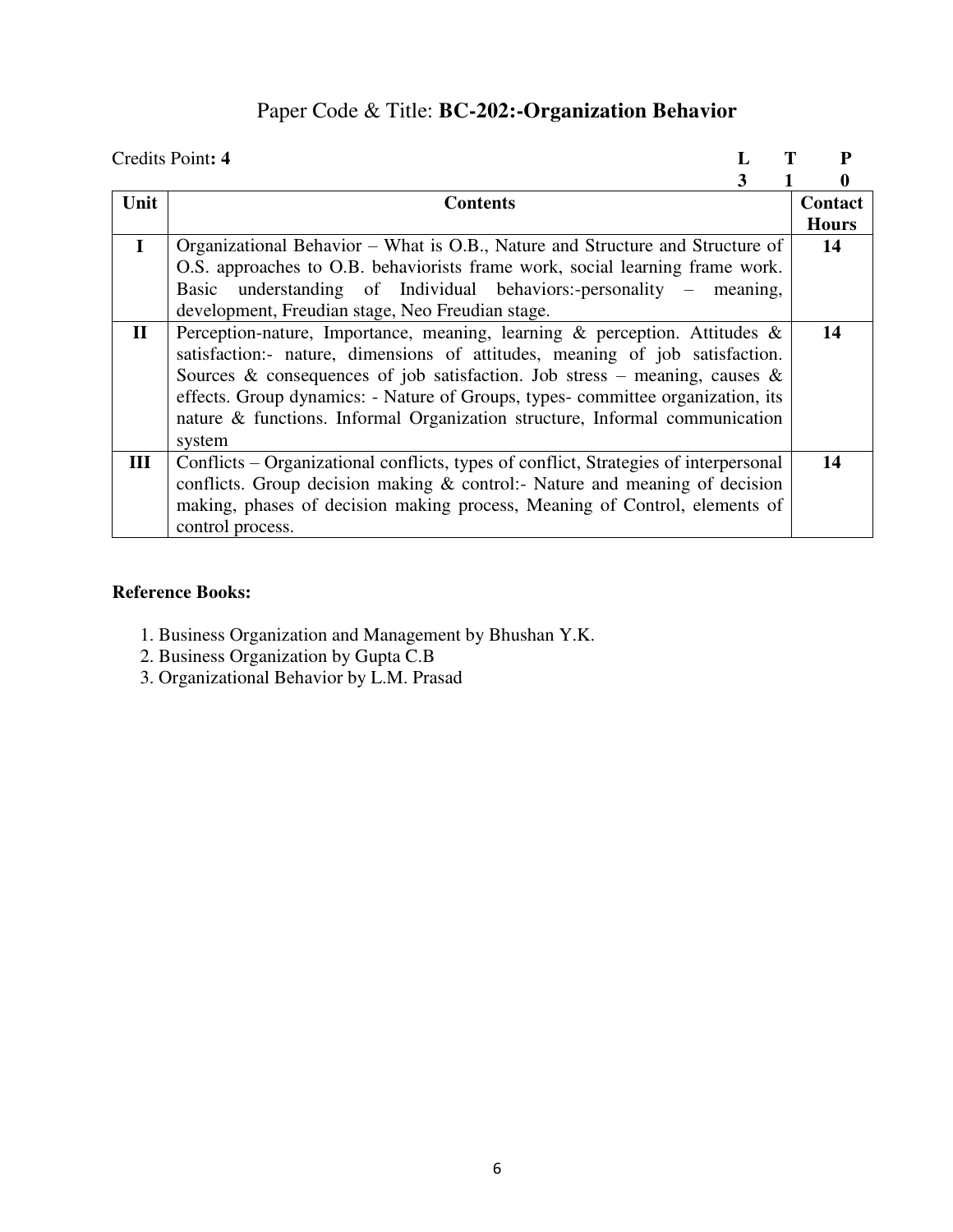# Paper Code & Title: **BC-202:-Organization Behavior**

Credits Point**: 4**

| **L** | **T** | **P** |
|---|---|---|
| **3** | **1** | **0** |

| Unit | Contents | Contact Hours |
|---|---|---|
| **I** | Organizational Behavior – What is O.B., Nature and Structure and Structure of O.S. approaches to O.B. behaviorists frame work, social learning frame work. Basic understanding of Individual behaviors:-personality – meaning, development, Freudian stage, Neo Freudian stage. | **14** |
| **II** | Perception-nature, Importance, meaning, learning & perception. Attitudes & satisfaction:- nature, dimensions of attitudes, meaning of job satisfaction. Sources & consequences of job satisfaction. Job stress – meaning, causes & effects. Group dynamics: - Nature of Groups, types- committee organization, its nature & functions. Informal Organization structure, Informal communication system | **14** |
| **III** | Conflicts – Organizational conflicts, types of conflict, Strategies of interpersonal conflicts. Group decision making & control:- Nature and meaning of decision making, phases of decision making process, Meaning of Control, elements of control process. | **14** |

**Reference Books:**

1. Business Organization and Management by Bhushan Y.K.
2. Business Organization by Gupta C.B
3. Organizational Behavior by L.M. Prasad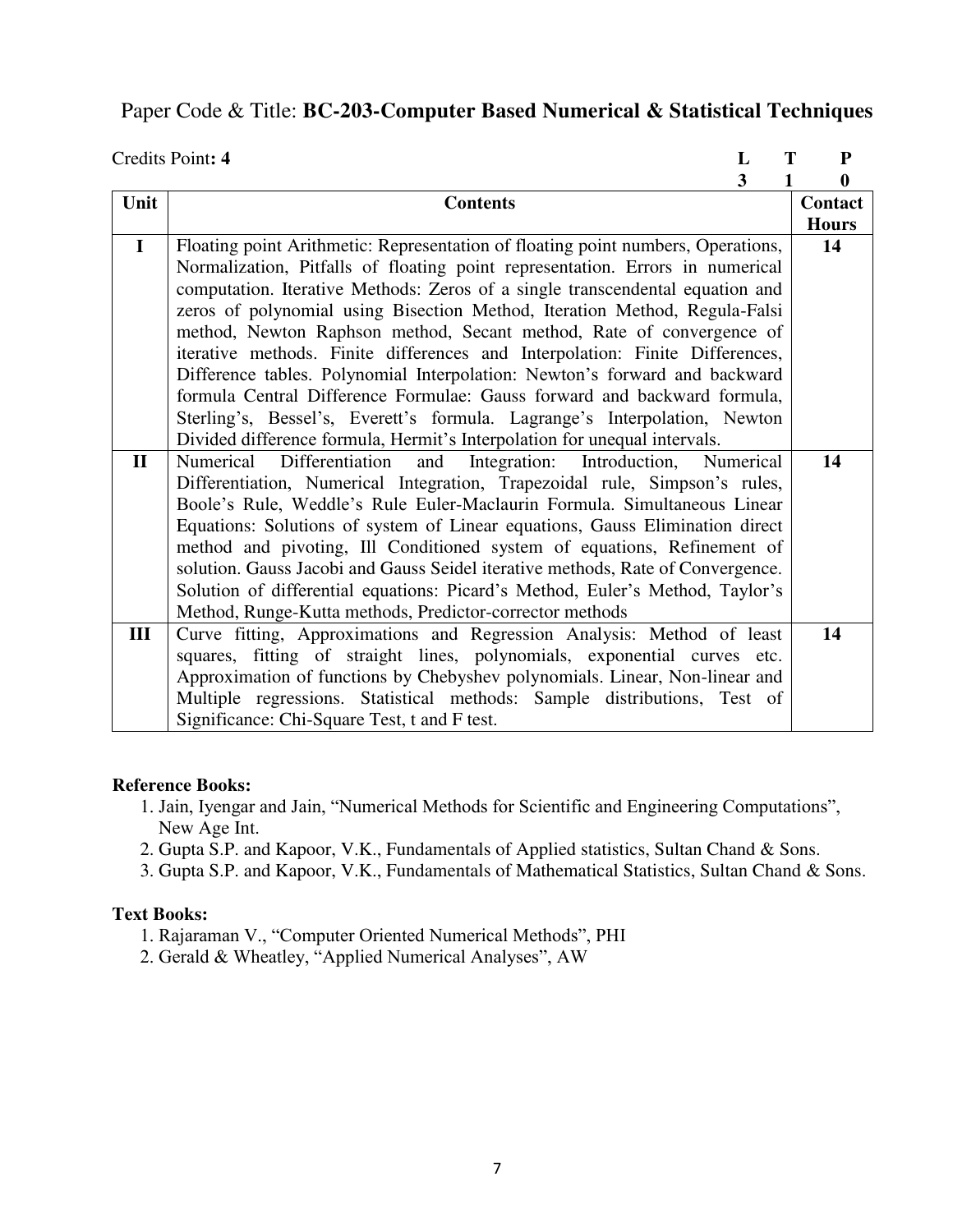Paper Code & Title: **BC-203-Computer Based Numerical & Statistical Techniques**

Credits Point**: 4**

| L | T | P |
|---|---|---|
| **3** | **1** | **0** |

| Unit | Contents | Contact Hours |
|---|---|---|
| **I** | Floating point Arithmetic: Representation of floating point numbers, Operations, Normalization, Pitfalls of floating point representation. Errors in numerical computation. Iterative Methods: Zeros of a single transcendental equation and zeros of polynomial using Bisection Method, Iteration Method, Regula-Falsi method, Newton Raphson method, Secant method, Rate of convergence of iterative methods. Finite differences and Interpolation: Finite Differences, Difference tables. Polynomial Interpolation: Newton's forward and backward formula Central Difference Formulae: Gauss forward and backward formula, Sterling's, Bessel's, Everett's formula. Lagrange's Interpolation, Newton Divided difference formula, Hermit's Interpolation for unequal intervals. | **14** |
| **II** | Numerical Differentiation and Integration: Introduction, Numerical Differentiation, Numerical Integration, Trapezoidal rule, Simpson's rules, Boole's Rule, Weddle's Rule Euler-Maclaurin Formula. Simultaneous Linear Equations: Solutions of system of Linear equations, Gauss Elimination direct method and pivoting, Ill Conditioned system of equations, Refinement of solution. Gauss Jacobi and Gauss Seidel iterative methods, Rate of Convergence. Solution of differential equations: Picard's Method, Euler's Method, Taylor's Method, Runge-Kutta methods, Predictor-corrector methods | **14** |
| **III** | Curve fitting, Approximations and Regression Analysis: Method of least squares, fitting of straight lines, polynomials, exponential curves etc. Approximation of functions by Chebyshev polynomials. Linear, Non-linear and Multiple regressions. Statistical methods: Sample distributions, Test of Significance: Chi-Square Test, t and F test. | **14** |

**Reference Books:**

1. Jain, Iyengar and Jain, "Numerical Methods for Scientific and Engineering Computations", New Age Int.
2. Gupta S.P. and Kapoor, V.K., Fundamentals of Applied statistics, Sultan Chand & Sons.
3. Gupta S.P. and Kapoor, V.K., Fundamentals of Mathematical Statistics, Sultan Chand & Sons.

**Text Books:**

1. Rajaraman V., "Computer Oriented Numerical Methods", PHI
2. Gerald & Wheatley, "Applied Numerical Analyses", AW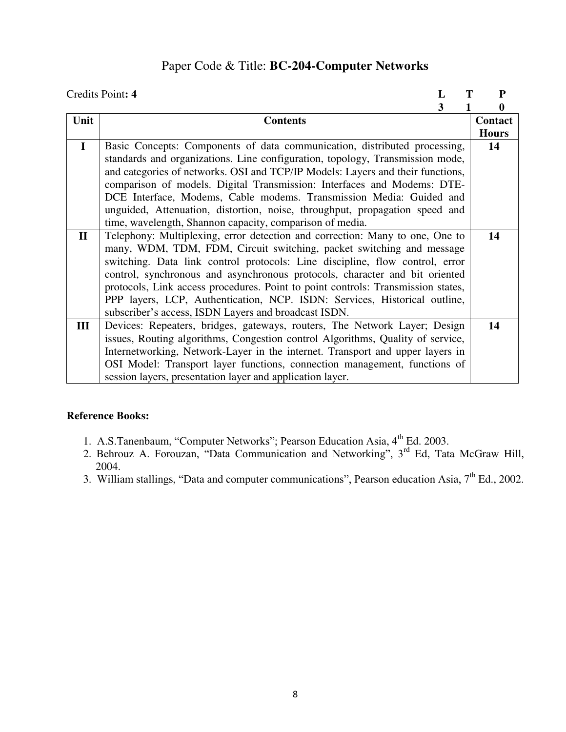## Paper Code & Title: **BC-204-Computer Networks**

Credits Point**: 4**

| L | T | P |
|---|---|---|
| 3 | 1 | 0 |

| Unit | Contents | Contact Hours |
|---|---|---|
| I | Basic Concepts: Components of data communication, distributed processing, standards and organizations. Line configuration, topology, Transmission mode, and categories of networks. OSI and TCP/IP Models: Layers and their functions, comparison of models. Digital Transmission: Interfaces and Modems: DTE-DCE Interface, Modems, Cable modems. Transmission Media: Guided and unguided, Attenuation, distortion, noise, throughput, propagation speed and time, wavelength, Shannon capacity, comparison of media. | 14 |
| II | Telephony: Multiplexing, error detection and correction: Many to one, One to many, WDM, TDM, FDM, Circuit switching, packet switching and message switching. Data link control protocols: Line discipline, flow control, error control, synchronous and asynchronous protocols, character and bit oriented protocols, Link access procedures. Point to point controls: Transmission states, PPP layers, LCP, Authentication, NCP. ISDN: Services, Historical outline, subscriber's access, ISDN Layers and broadcast ISDN. | 14 |
| III | Devices: Repeaters, bridges, gateways, routers, The Network Layer; Design issues, Routing algorithms, Congestion control Algorithms, Quality of service, Internetworking, Network-Layer in the internet. Transport and upper layers in OSI Model: Transport layer functions, connection management, functions of session layers, presentation layer and application layer. | 14 |

**Reference Books:**

1. A.S.Tanenbaum, "Computer Networks"; Pearson Education Asia, 4th Ed. 2003.
2. Behrouz A. Forouzan, "Data Communication and Networking", 3rd Ed, Tata McGraw Hill, 2004.
3. William stallings, "Data and computer communications", Pearson education Asia, 7th Ed., 2002.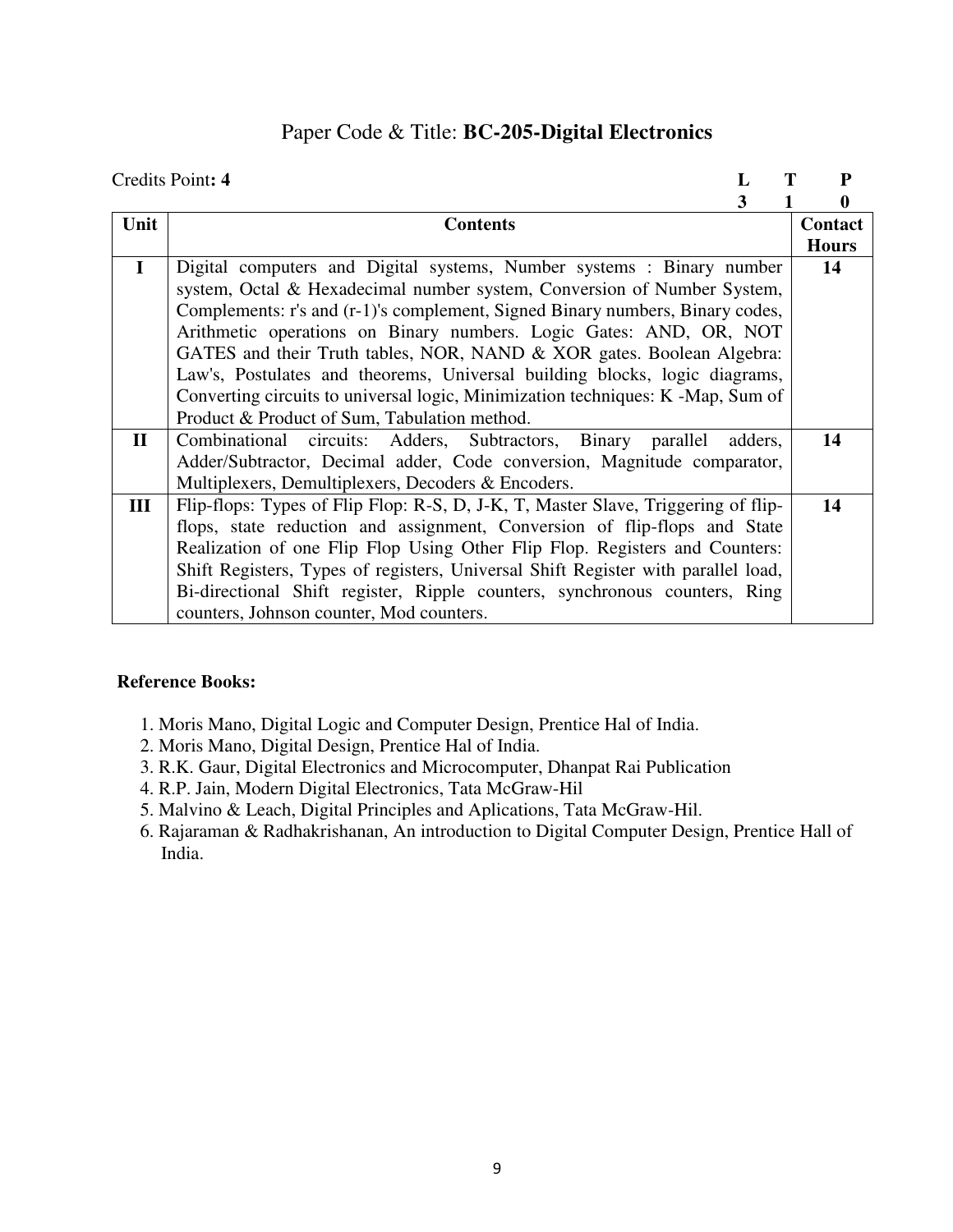Paper Code & Title: **BC-205-Digital Electronics**

Credits Point**: 4**

| L | T | P |
|---|---|---|
| 3 | 1 | 0 |

| Unit | Contents | Contact Hours |
|---|---|---|
| I | Digital computers and Digital systems, Number systems : Binary number system, Octal & Hexadecimal number system, Conversion of Number System, Complements: r's and (r-1)'s complement, Signed Binary numbers, Binary codes, Arithmetic operations on Binary numbers. Logic Gates: AND, OR, NOT GATES and their Truth tables, NOR, NAND & XOR gates. Boolean Algebra: Law's, Postulates and theorems, Universal building blocks, logic diagrams, Converting circuits to universal logic, Minimization techniques: K -Map, Sum of Product & Product of Sum, Tabulation method. | 14 |
| II | Combinational circuits: Adders, Subtractors, Binary parallel adders, Adder/Subtractor, Decimal adder, Code conversion, Magnitude comparator, Multiplexers, Demultiplexers, Decoders & Encoders. | 14 |
| III | Flip-flops: Types of Flip Flop: R-S, D, J-K, T, Master Slave, Triggering of flip-flops, state reduction and assignment, Conversion of flip-flops and State Realization of one Flip Flop Using Other Flip Flop. Registers and Counters: Shift Registers, Types of registers, Universal Shift Register with parallel load, Bi-directional Shift register, Ripple counters, synchronous counters, Ring counters, Johnson counter, Mod counters. | 14 |

**Reference Books:**

1. Moris Mano, Digital Logic and Computer Design, Prentice Hal of India.
2. Moris Mano, Digital Design, Prentice Hal of India.
3. R.K. Gaur, Digital Electronics and Microcomputer, Dhanpat Rai Publication
4. R.P. Jain, Modern Digital Electronics, Tata McGraw-Hil
5. Malvino & Leach, Digital Principles and Aplications, Tata McGraw-Hil.
6. Rajaraman & Radhakrishanan, An introduction to Digital Computer Design, Prentice Hall of India.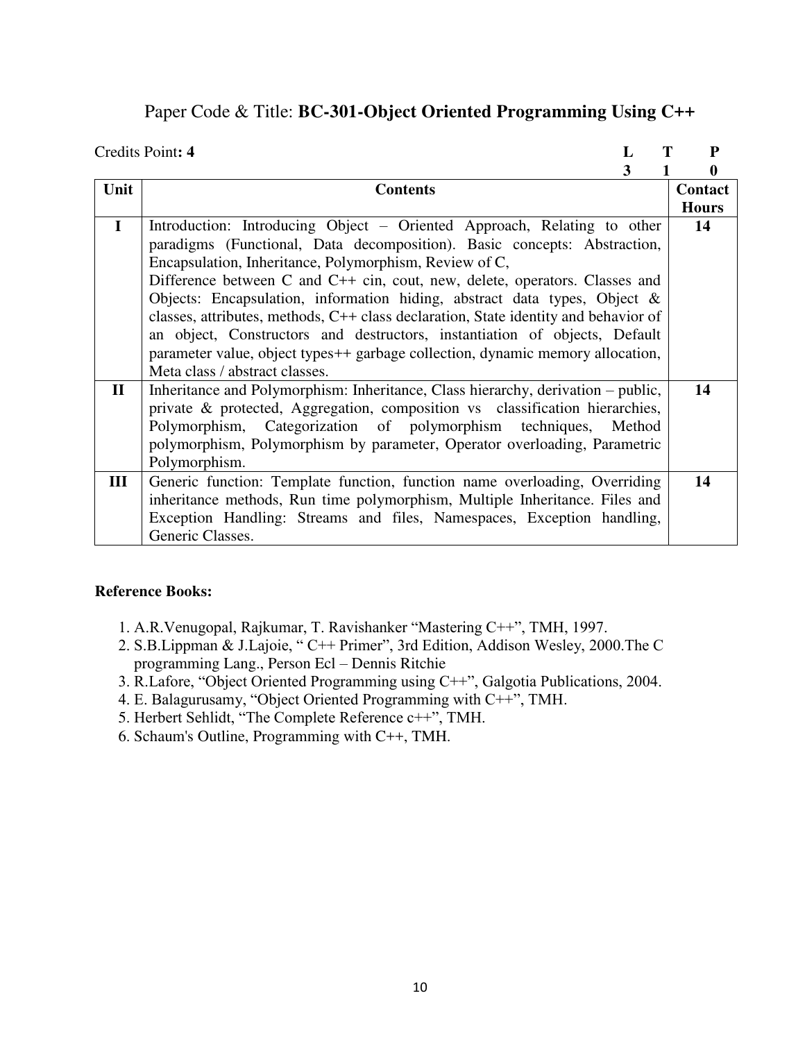Paper Code & Title: **BC-301-Object Oriented Programming Using C++**

Credits Point**: 4**

| L | T | P |
|---|---|---|
| 3 | 1 | 0 |

| Unit | Contents | Contact Hours |
|---|---|---|
| I | Introduction: Introducing Object – Oriented Approach, Relating to other paradigms (Functional, Data decomposition). Basic concepts: Abstraction, Encapsulation, Inheritance, Polymorphism, Review of C, Difference between C and C++ cin, cout, new, delete, operators. Classes and Objects: Encapsulation, information hiding, abstract data types, Object & classes, attributes, methods, C++ class declaration, State identity and behavior of an object, Constructors and destructors, instantiation of objects, Default parameter value, object types++ garbage collection, dynamic memory allocation, Meta class / abstract classes. | 14 |
| II | Inheritance and Polymorphism: Inheritance, Class hierarchy, derivation – public, private & protected, Aggregation, composition vs classification hierarchies, Polymorphism, Categorization of polymorphism techniques, Method polymorphism, Polymorphism by parameter, Operator overloading, Parametric Polymorphism. | 14 |
| III | Generic function: Template function, function name overloading, Overriding inheritance methods, Run time polymorphism, Multiple Inheritance. Files and Exception Handling: Streams and files, Namespaces, Exception handling, Generic Classes. | 14 |

**Reference Books:**

1. A.R.Venugopal, Rajkumar, T. Ravishanker "Mastering C++", TMH, 1997.
2. S.B.Lippman & J.Lajoie, " C++ Primer", 3rd Edition, Addison Wesley, 2000.The C programming Lang., Person Ecl – Dennis Ritchie
3. R.Lafore, "Object Oriented Programming using C++", Galgotia Publications, 2004.
4. E. Balagurusamy, "Object Oriented Programming with C++", TMH.
5. Herbert Sehlidt, "The Complete Reference c++", TMH.
6. Schaum's Outline, Programming with C++, TMH.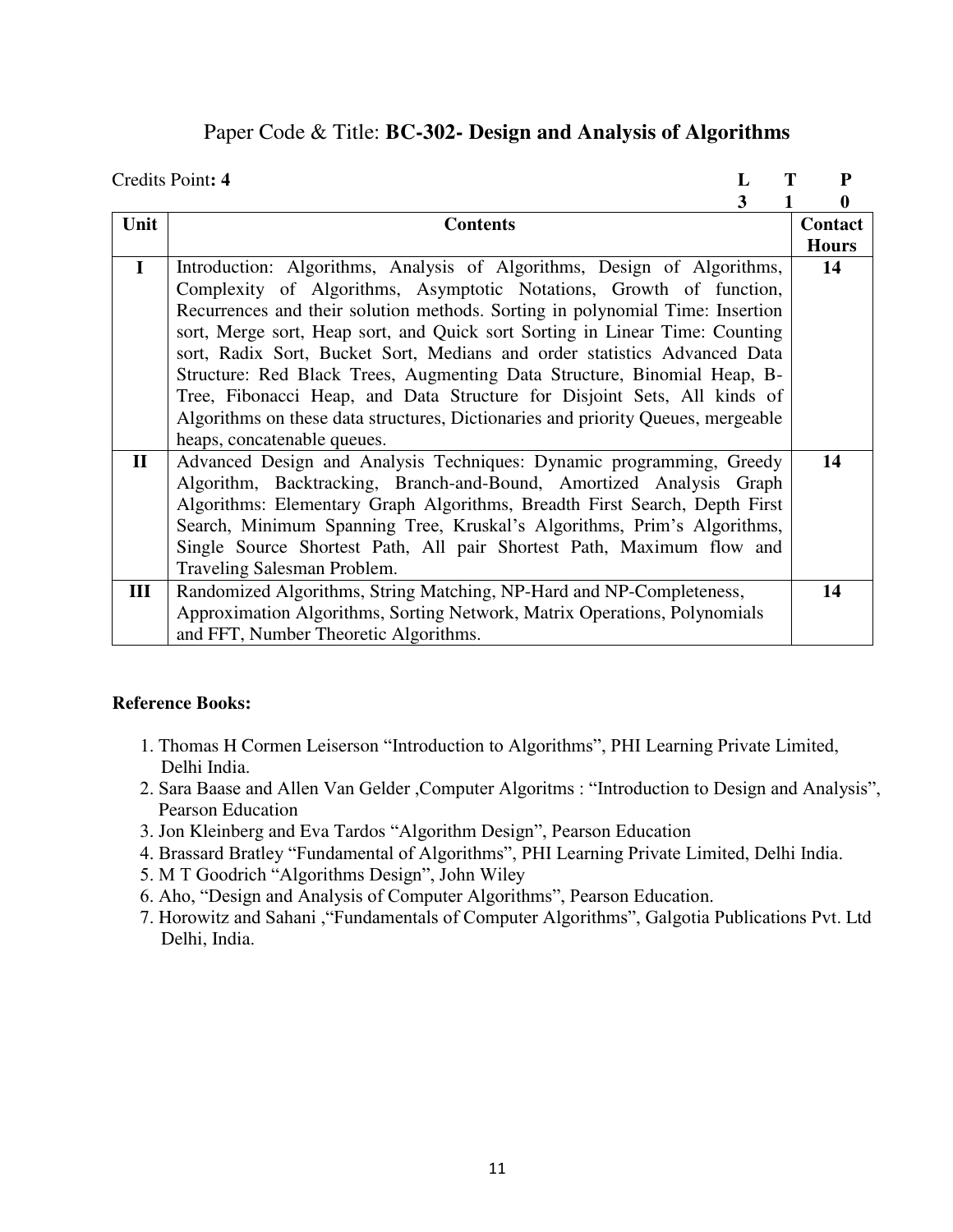## Paper Code & Title: **BC-302- Design and Analysis of Algorithms**

Credits Point**: 4**

| L | T | P |
|---|---|---|
| 3 | 1 | 0 |

| Unit | Contents | Contact Hours |
|---|---|---|
| **I** | Introduction: Algorithms, Analysis of Algorithms, Design of Algorithms, Complexity of Algorithms, Asymptotic Notations, Growth of function, Recurrences and their solution methods. Sorting in polynomial Time: Insertion sort, Merge sort, Heap sort, and Quick sort Sorting in Linear Time: Counting sort, Radix Sort, Bucket Sort, Medians and order statistics Advanced Data Structure: Red Black Trees, Augmenting Data Structure, Binomial Heap, B-Tree, Fibonacci Heap, and Data Structure for Disjoint Sets, All kinds of Algorithms on these data structures, Dictionaries and priority Queues, mergeable heaps, concatenable queues. | **14** |
| **II** | Advanced Design and Analysis Techniques: Dynamic programming, Greedy Algorithm, Backtracking, Branch-and-Bound, Amortized Analysis Graph Algorithms: Elementary Graph Algorithms, Breadth First Search, Depth First Search, Minimum Spanning Tree, Kruskal's Algorithms, Prim's Algorithms, Single Source Shortest Path, All pair Shortest Path, Maximum flow and Traveling Salesman Problem. | **14** |
| **III** | Randomized Algorithms, String Matching, NP-Hard and NP-Completeness, Approximation Algorithms, Sorting Network, Matrix Operations, Polynomials and FFT, Number Theoretic Algorithms. | **14** |

**Reference Books:**

1. Thomas H Cormen Leiserson "Introduction to Algorithms", PHI Learning Private Limited, Delhi India.
2. Sara Baase and Allen Van Gelder ,Computer Algoritms : "Introduction to Design and Analysis", Pearson Education
3. Jon Kleinberg and Eva Tardos "Algorithm Design", Pearson Education
4. Brassard Bratley "Fundamental of Algorithms", PHI Learning Private Limited, Delhi India.
5. M T Goodrich "Algorithms Design", John Wiley
6. Aho, "Design and Analysis of Computer Algorithms", Pearson Education.
7. Horowitz and Sahani ,"Fundamentals of Computer Algorithms", Galgotia Publications Pvt. Ltd Delhi, India.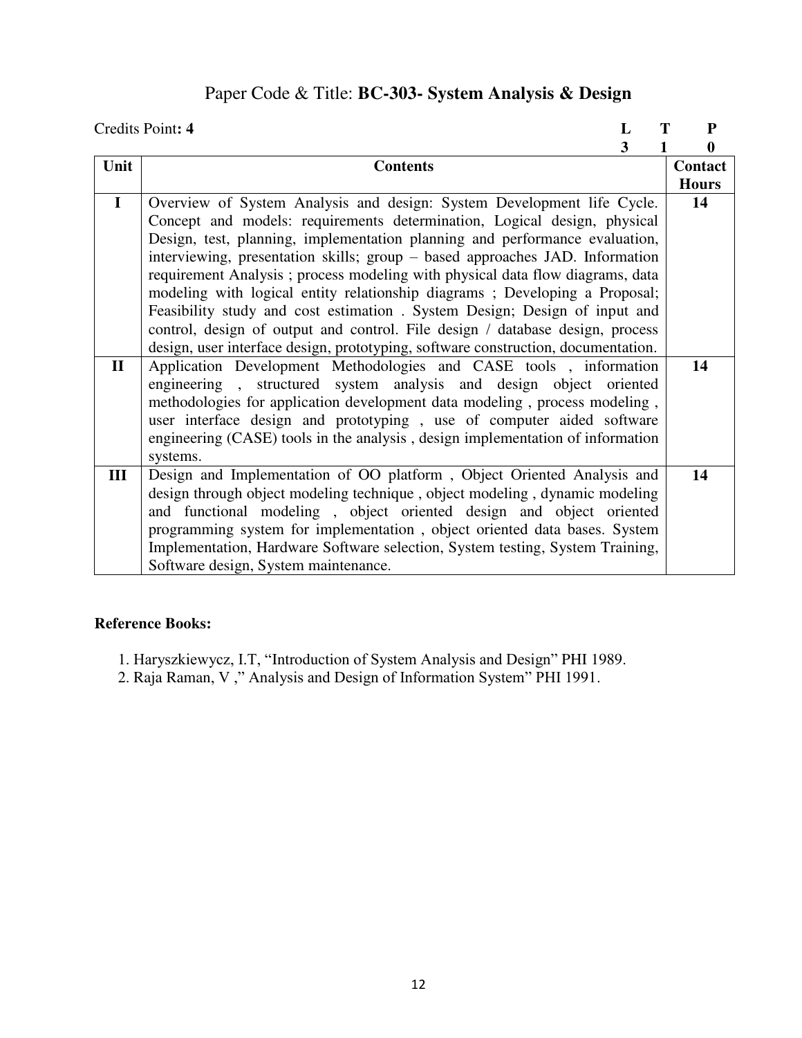# Paper Code & Title: **BC-303- System Analysis & Design**

Credits Point**: 4**

| L | T | P |
|---|---|---|
| 3 | 1 | 0 |

| Unit | Contents | Contact Hours |
|---|---|---|
| I | Overview of System Analysis and design: System Development life Cycle. Concept and models: requirements determination, Logical design, physical Design, test, planning, implementation planning and performance evaluation, interviewing, presentation skills; group – based approaches JAD. Information requirement Analysis ; process modeling with physical data flow diagrams, data modeling with logical entity relationship diagrams ; Developing a Proposal; Feasibility study and cost estimation . System Design; Design of input and control, design of output and control. File design / database design, process design, user interface design, prototyping, software construction, documentation. | 14 |
| II | Application Development Methodologies and CASE tools , information engineering , structured system analysis and design object oriented methodologies for application development data modeling , process modeling , user interface design and prototyping , use of computer aided software engineering (CASE) tools in the analysis , design implementation of information systems. | 14 |
| III | Design and Implementation of OO platform , Object Oriented Analysis and design through object modeling technique , object modeling , dynamic modeling and functional modeling , object oriented design and object oriented programming system for implementation , object oriented data bases. System Implementation, Hardware Software selection, System testing, System Training, Software design, System maintenance. | 14 |

**Reference Books:**

1. Haryszkiewycz, I.T, "Introduction of System Analysis and Design" PHI 1989.
2. Raja Raman, V ," Analysis and Design of Information System" PHI 1991.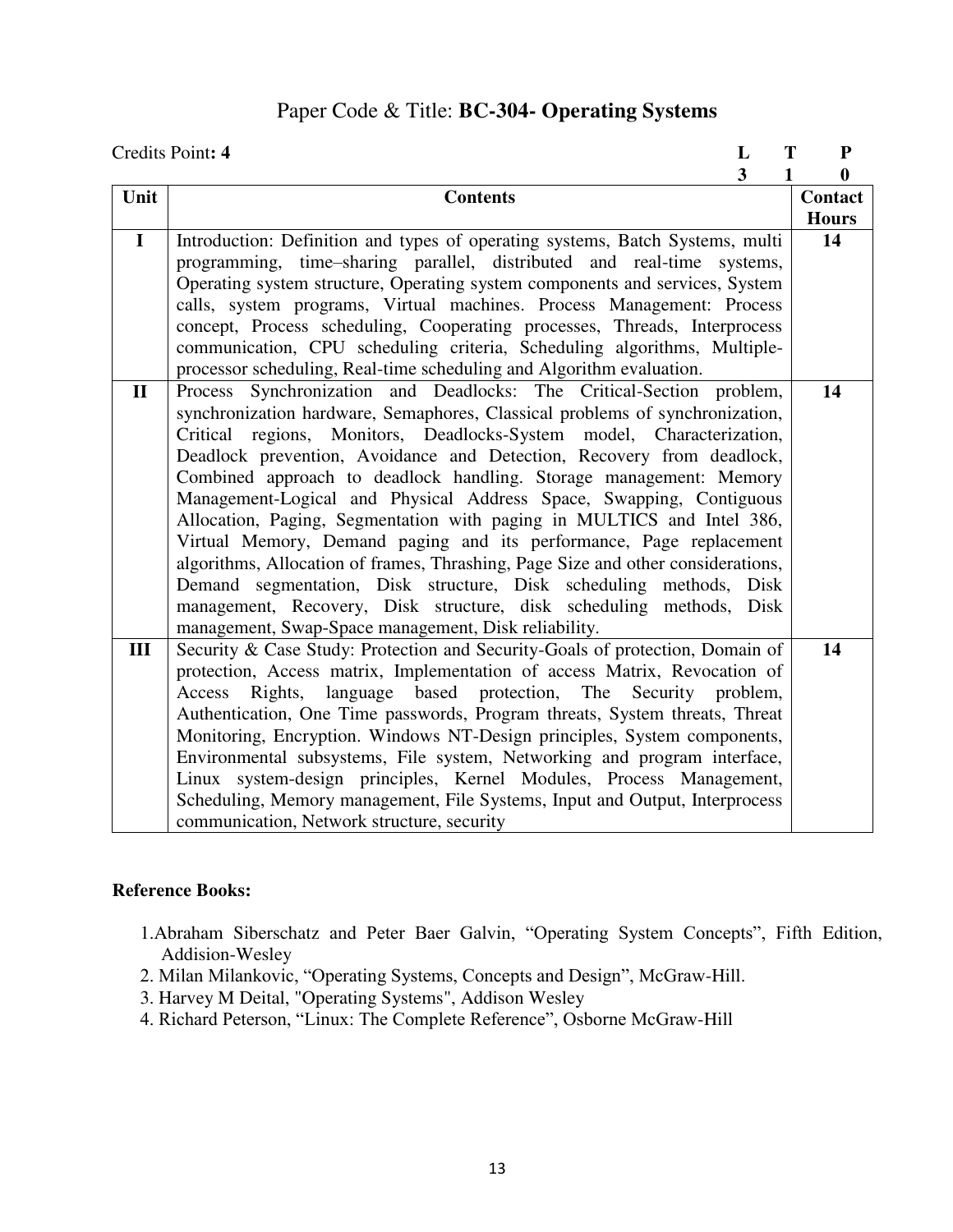# Paper Code & Title: **BC-304- Operating Systems**

Credits Point**: 4**

| **L** | **T** | **P** |
|---|---|---|
| **3** | **1** | **0** |

| Unit | Contents | Contact Hours |
|---|---|---|
| **I** | Introduction: Definition and types of operating systems, Batch Systems, multi programming, time–sharing parallel, distributed and real-time systems, Operating system structure, Operating system components and services, System calls, system programs, Virtual machines. Process Management: Process concept, Process scheduling, Cooperating processes, Threads, Interprocess communication, CPU scheduling criteria, Scheduling algorithms, Multiple-processor scheduling, Real-time scheduling and Algorithm evaluation. | **14** |
| **II** | Process Synchronization and Deadlocks: The Critical-Section problem, synchronization hardware, Semaphores, Classical problems of synchronization, Critical regions, Monitors, Deadlocks-System model, Characterization, Deadlock prevention, Avoidance and Detection, Recovery from deadlock, Combined approach to deadlock handling. Storage management: Memory Management-Logical and Physical Address Space, Swapping, Contiguous Allocation, Paging, Segmentation with paging in MULTICS and Intel 386, Virtual Memory, Demand paging and its performance, Page replacement algorithms, Allocation of frames, Thrashing, Page Size and other considerations, Demand segmentation, Disk structure, Disk scheduling methods, Disk management, Recovery, Disk structure, disk scheduling methods, Disk management, Swap-Space management, Disk reliability. | **14** |
| **III** | Security & Case Study: Protection and Security-Goals of protection, Domain of protection, Access matrix, Implementation of access Matrix, Revocation of Access Rights, language based protection, The Security problem, Authentication, One Time passwords, Program threats, System threats, Threat Monitoring, Encryption. Windows NT-Design principles, System components, Environmental subsystems, File system, Networking and program interface, Linux system-design principles, Kernel Modules, Process Management, Scheduling, Memory management, File Systems, Input and Output, Interprocess communication, Network structure, security | **14** |

**Reference Books:**

1. Abraham Siberschatz and Peter Baer Galvin, "Operating System Concepts", Fifth Edition, Addision-Wesley
2. Milan Milankovic, "Operating Systems, Concepts and Design", McGraw-Hill.
3. Harvey M Deital, "Operating Systems", Addison Wesley
4. Richard Peterson, "Linux: The Complete Reference", Osborne McGraw-Hill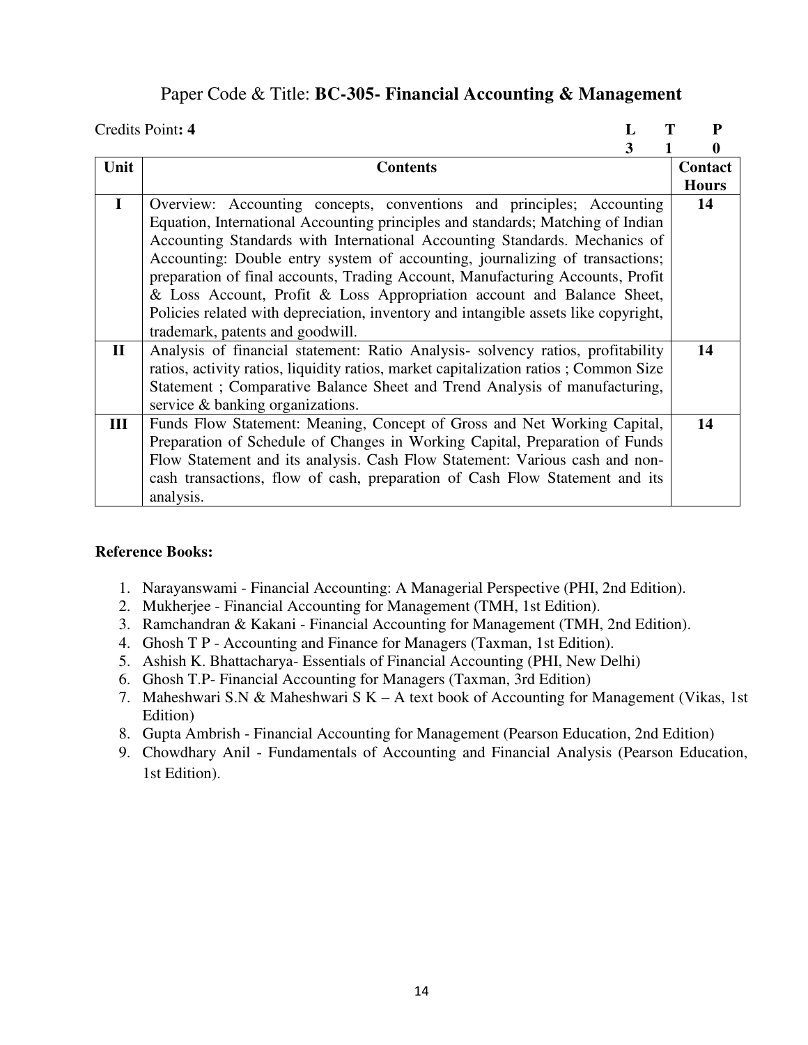## Paper Code & Title: **BC-305- Financial Accounting & Management**

Credits Point**: 4**

| L | T | P |
|---|---|---|
| 3 | 1 | 0 |

| Unit | Contents | Contact Hours |
|---|---|---|
| I | Overview: Accounting concepts, conventions and principles; Accounting Equation, International Accounting principles and standards; Matching of Indian Accounting Standards with International Accounting Standards. Mechanics of Accounting: Double entry system of accounting, journalizing of transactions; preparation of final accounts, Trading Account, Manufacturing Accounts, Profit & Loss Account, Profit & Loss Appropriation account and Balance Sheet, Policies related with depreciation, inventory and intangible assets like copyright, trademark, patents and goodwill. | 14 |
| II | Analysis of financial statement: Ratio Analysis- solvency ratios, profitability ratios, activity ratios, liquidity ratios, market capitalization ratios ; Common Size Statement ; Comparative Balance Sheet and Trend Analysis of manufacturing, service & banking organizations. | 14 |
| III | Funds Flow Statement: Meaning, Concept of Gross and Net Working Capital, Preparation of Schedule of Changes in Working Capital, Preparation of Funds Flow Statement and its analysis. Cash Flow Statement: Various cash and non-cash transactions, flow of cash, preparation of Cash Flow Statement and its analysis. | 14 |

**Reference Books:**

1. Narayanswami - Financial Accounting: A Managerial Perspective (PHI, 2nd Edition).
2. Mukherjee - Financial Accounting for Management (TMH, 1st Edition).
3. Ramchandran & Kakani - Financial Accounting for Management (TMH, 2nd Edition).
4. Ghosh T P - Accounting and Finance for Managers (Taxman, 1st Edition).
5. Ashish K. Bhattacharya- Essentials of Financial Accounting (PHI, New Delhi)
6. Ghosh T.P- Financial Accounting for Managers (Taxman, 3rd Edition)
7. Maheshwari S.N & Maheshwari S K – A text book of Accounting for Management (Vikas, 1st Edition)
8. Gupta Ambrish - Financial Accounting for Management (Pearson Education, 2nd Edition)
9. Chowdhary Anil - Fundamentals of Accounting and Financial Analysis (Pearson Education, 1st Edition).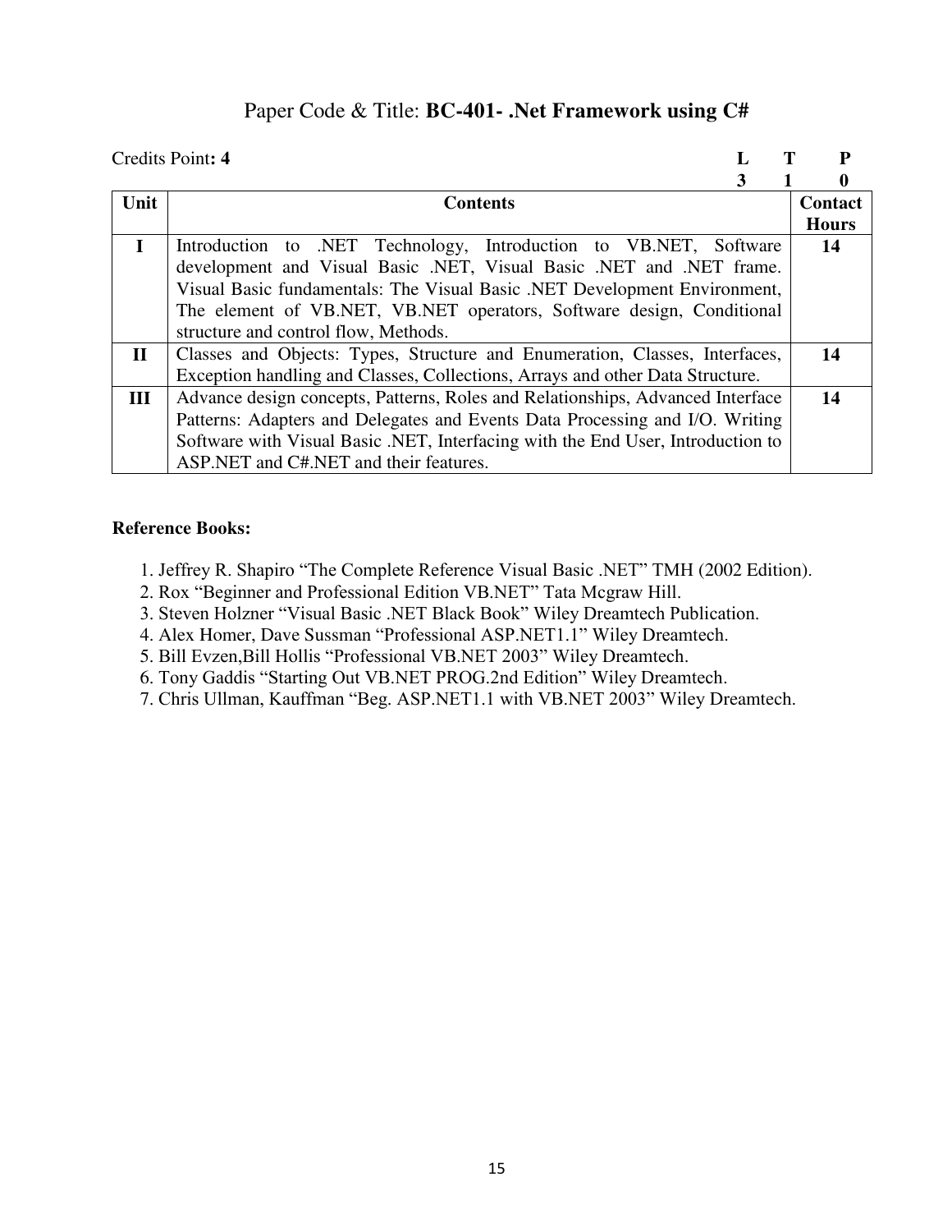## Paper Code & Title: **BC-401- .Net Framework using C#**

Credits Point**: 4**

| L | T | P |
|---|---|---|
| 3 | 1 | 0 |

| Unit | Contents | Contact Hours |
|---|---|---|
| I | Introduction to .NET Technology, Introduction to VB.NET, Software development and Visual Basic .NET, Visual Basic .NET and .NET frame. Visual Basic fundamentals: The Visual Basic .NET Development Environment, The element of VB.NET, VB.NET operators, Software design, Conditional structure and control flow, Methods. | 14 |
| II | Classes and Objects: Types, Structure and Enumeration, Classes, Interfaces, Exception handling and Classes, Collections, Arrays and other Data Structure. | 14 |
| III | Advance design concepts, Patterns, Roles and Relationships, Advanced Interface Patterns: Adapters and Delegates and Events Data Processing and I/O. Writing Software with Visual Basic .NET, Interfacing with the End User, Introduction to ASP.NET and C#.NET and their features. | 14 |

**Reference Books:**

1. Jeffrey R. Shapiro "The Complete Reference Visual Basic .NET" TMH (2002 Edition).
2. Rox "Beginner and Professional Edition VB.NET" Tata Mcgraw Hill.
3. Steven Holzner "Visual Basic .NET Black Book" Wiley Dreamtech Publication.
4. Alex Homer, Dave Sussman "Professional ASP.NET1.1" Wiley Dreamtech.
5. Bill Evzen,Bill Hollis "Professional VB.NET 2003" Wiley Dreamtech.
6. Tony Gaddis "Starting Out VB.NET PROG.2nd Edition" Wiley Dreamtech.
7. Chris Ullman, Kauffman "Beg. ASP.NET1.1 with VB.NET 2003" Wiley Dreamtech.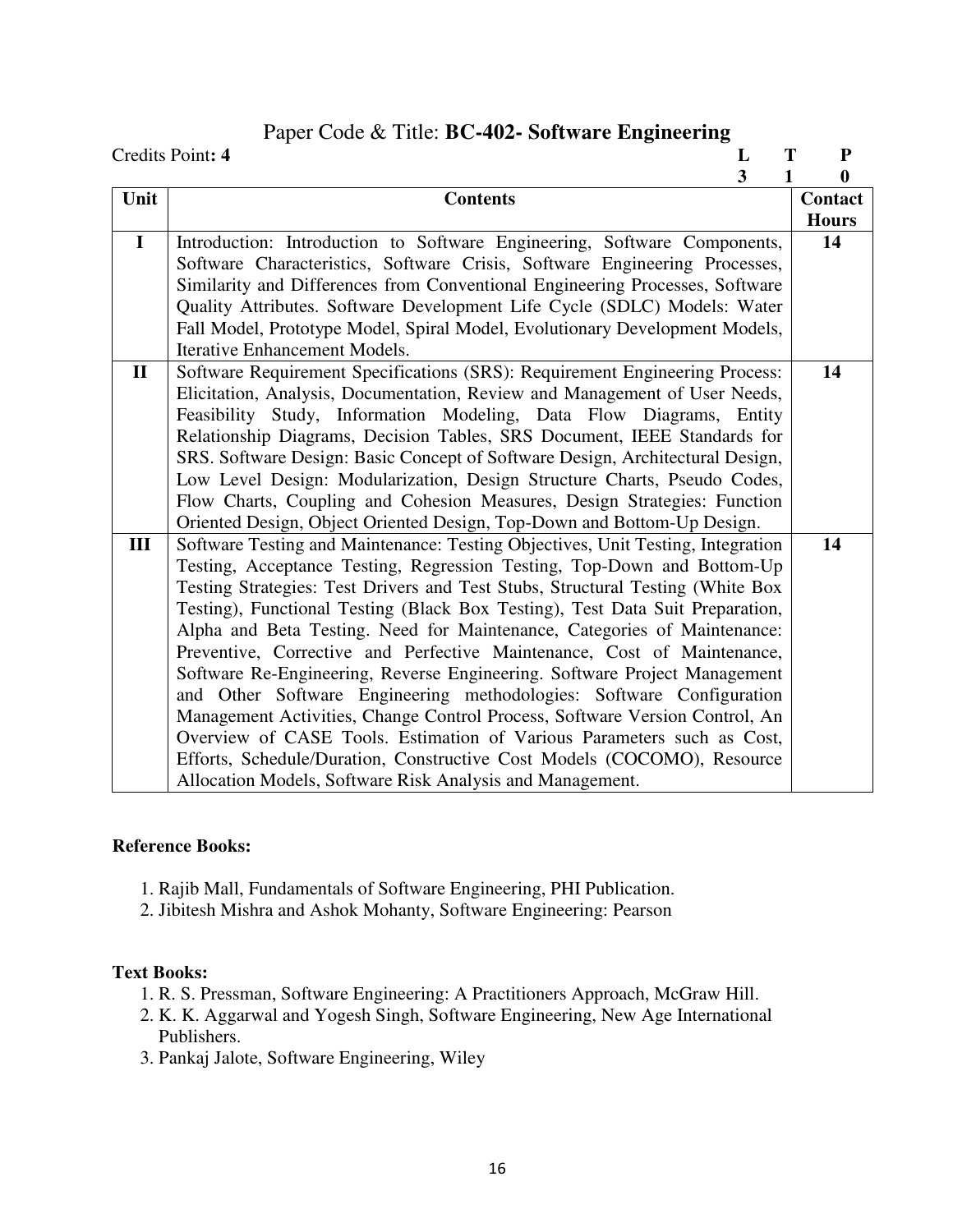## Paper Code & Title: **BC-402- Software Engineering**

Credits Point**: 4**

| L | T | P |
|---|---|---|
| 3 | 1 | 0 |

| Unit | Contents | Contact Hours |
|---|---|---|
| I | Introduction: Introduction to Software Engineering, Software Components, Software Characteristics, Software Crisis, Software Engineering Processes, Similarity and Differences from Conventional Engineering Processes, Software Quality Attributes. Software Development Life Cycle (SDLC) Models: Water Fall Model, Prototype Model, Spiral Model, Evolutionary Development Models, Iterative Enhancement Models. | 14 |
| II | Software Requirement Specifications (SRS): Requirement Engineering Process: Elicitation, Analysis, Documentation, Review and Management of User Needs, Feasibility Study, Information Modeling, Data Flow Diagrams, Entity Relationship Diagrams, Decision Tables, SRS Document, IEEE Standards for SRS. Software Design: Basic Concept of Software Design, Architectural Design, Low Level Design: Modularization, Design Structure Charts, Pseudo Codes, Flow Charts, Coupling and Cohesion Measures, Design Strategies: Function Oriented Design, Object Oriented Design, Top-Down and Bottom-Up Design. | 14 |
| III | Software Testing and Maintenance: Testing Objectives, Unit Testing, Integration Testing, Acceptance Testing, Regression Testing, Top-Down and Bottom-Up Testing Strategies: Test Drivers and Test Stubs, Structural Testing (White Box Testing), Functional Testing (Black Box Testing), Test Data Suit Preparation, Alpha and Beta Testing. Need for Maintenance, Categories of Maintenance: Preventive, Corrective and Perfective Maintenance, Cost of Maintenance, Software Re-Engineering, Reverse Engineering. Software Project Management and Other Software Engineering methodologies: Software Configuration Management Activities, Change Control Process, Software Version Control, An Overview of CASE Tools. Estimation of Various Parameters such as Cost, Efforts, Schedule/Duration, Constructive Cost Models (COCOMO), Resource Allocation Models, Software Risk Analysis and Management. | 14 |

**Reference Books:**

1. Rajib Mall, Fundamentals of Software Engineering, PHI Publication.
2. Jibitesh Mishra and Ashok Mohanty, Software Engineering: Pearson

**Text Books:**

1. R. S. Pressman, Software Engineering: A Practitioners Approach, McGraw Hill.
2. K. K. Aggarwal and Yogesh Singh, Software Engineering, New Age International Publishers.
3. Pankaj Jalote, Software Engineering, Wiley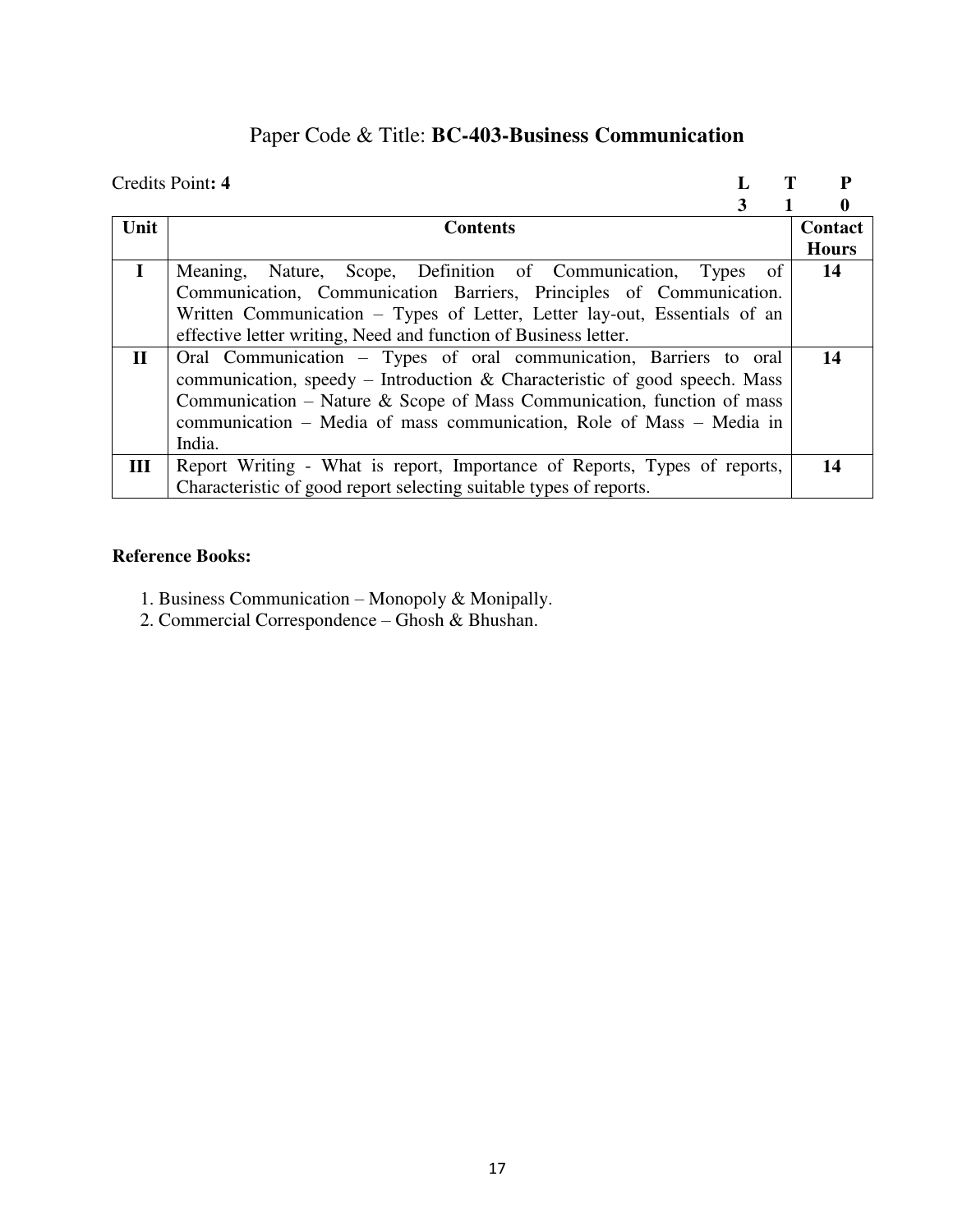# Paper Code & Title: **BC-403-Business Communication**

Credits Point**: 4**

| **L** | **T** | **P** |
|---|---|---|
| **3** | **1** | **0** |

| Unit | Contents | Contact Hours |
|---|---|---|
| **I** | Meaning, Nature, Scope, Definition of Communication, Types of Communication, Communication Barriers, Principles of Communication. Written Communication – Types of Letter, Letter lay-out, Essentials of an effective letter writing, Need and function of Business letter. | **14** |
| **II** | Oral Communication – Types of oral communication, Barriers to oral communication, speedy – Introduction & Characteristic of good speech. Mass Communication – Nature & Scope of Mass Communication, function of mass communication – Media of mass communication, Role of Mass – Media in India. | **14** |
| **III** | Report Writing - What is report, Importance of Reports, Types of reports, Characteristic of good report selecting suitable types of reports. | **14** |

**Reference Books:**

1. Business Communication – Monopoly & Monipally.
2. Commercial Correspondence – Ghosh & Bhushan.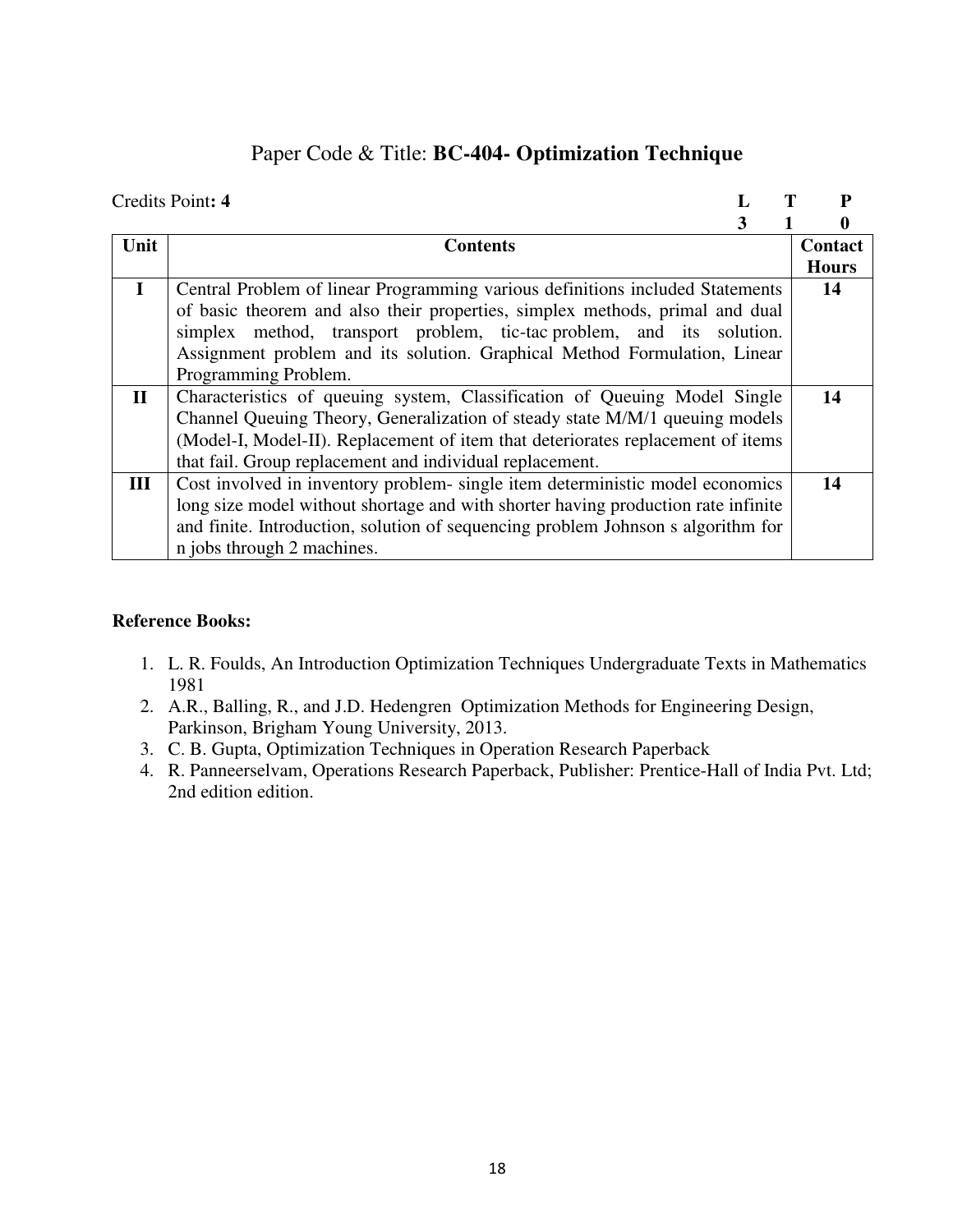# Paper Code & Title: **BC-404- Optimization Technique**

Credits Point**: 4**

| L | T | P |
|---|---|---|
| 3 | 1 | 0 |

| Unit | Contents | Contact Hours |
|---|---|---|
| **I** | Central Problem of linear Programming various definitions included Statements of basic theorem and also their properties, simplex methods, primal and dual simplex method, transport problem, tic-tac problem, and its solution. Assignment problem and its solution. Graphical Method Formulation, Linear Programming Problem. | **14** |
| **II** | Characteristics of queuing system, Classification of Queuing Model Single Channel Queuing Theory, Generalization of steady state M/M/1 queuing models (Model-I, Model-II). Replacement of item that deteriorates replacement of items that fail. Group replacement and individual replacement. | **14** |
| **III** | Cost involved in inventory problem- single item deterministic model economics long size model without shortage and with shorter having production rate infinite and finite. Introduction, solution of sequencing problem Johnson s algorithm for n jobs through 2 machines. | **14** |

**Reference Books:**

1. L. R. Foulds, An Introduction Optimization Techniques Undergraduate Texts in Mathematics 1981
2. A.R., Balling, R., and J.D. Hedengren Optimization Methods for Engineering Design, Parkinson, Brigham Young University, 2013.
3. C. B. Gupta, Optimization Techniques in Operation Research Paperback
4. R. Panneerselvam, Operations Research Paperback, Publisher: Prentice-Hall of India Pvt. Ltd; 2nd edition edition.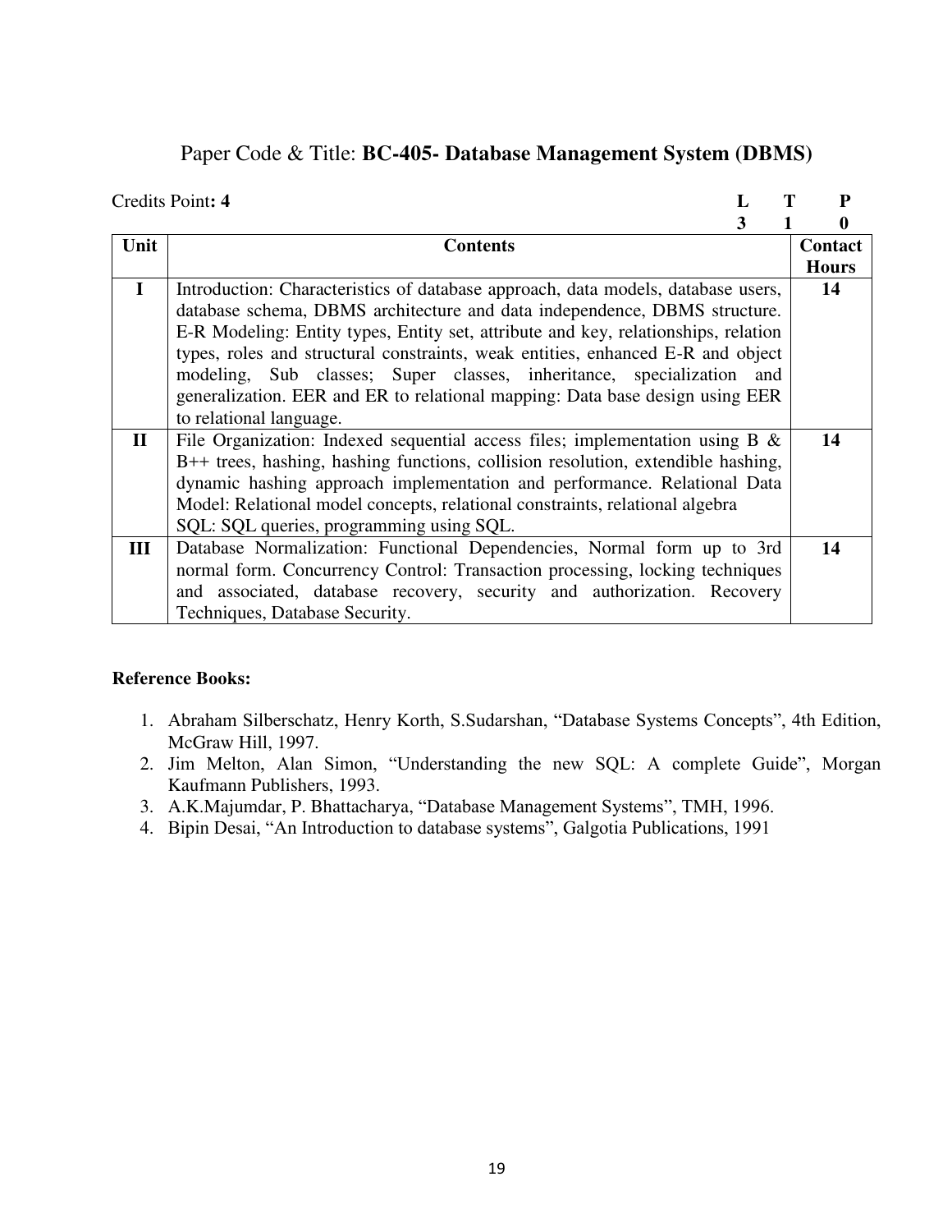Paper Code & Title: **BC-405- Database Management System (DBMS)**

Credits Point**: 4**

| L | T | P |
|---|---|---|
| 3 | 1 | 0 |

| Unit | Contents | Contact Hours |
|---|---|---|
| I | Introduction: Characteristics of database approach, data models, database users, database schema, DBMS architecture and data independence, DBMS structure. E-R Modeling: Entity types, Entity set, attribute and key, relationships, relation types, roles and structural constraints, weak entities, enhanced E-R and object modeling, Sub classes; Super classes, inheritance, specialization and generalization. EER and ER to relational mapping: Data base design using EER to relational language. | 14 |
| II | File Organization: Indexed sequential access files; implementation using B & B++ trees, hashing, hashing functions, collision resolution, extendible hashing, dynamic hashing approach implementation and performance. Relational Data Model: Relational model concepts, relational constraints, relational algebra SQL: SQL queries, programming using SQL. | 14 |
| III | Database Normalization: Functional Dependencies, Normal form up to 3rd normal form. Concurrency Control: Transaction processing, locking techniques and associated, database recovery, security and authorization. Recovery Techniques, Database Security. | 14 |

**Reference Books:**

1. Abraham Silberschatz, Henry Korth, S.Sudarshan, "Database Systems Concepts", 4th Edition, McGraw Hill, 1997.
2. Jim Melton, Alan Simon, "Understanding the new SQL: A complete Guide", Morgan Kaufmann Publishers, 1993.
3. A.K.Majumdar, P. Bhattacharya, "Database Management Systems", TMH, 1996.
4. Bipin Desai, "An Introduction to database systems", Galgotia Publications, 1991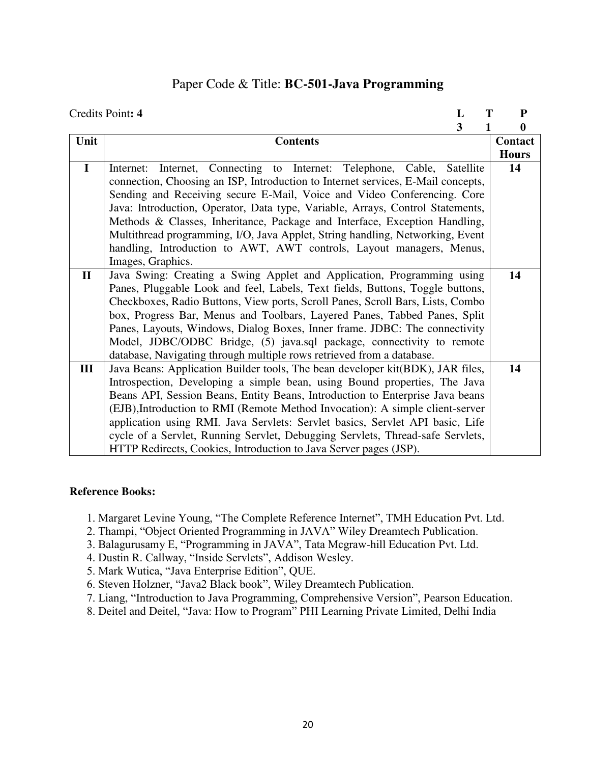# Paper Code & Title: **BC-501-Java Programming**

Credits Point**: 4**

| L | T | P |
|---|---|---|
| 3 | 1 | 0 |

| Unit | Contents | Contact Hours |
|---|---|---|
| I | Internet: Internet, Connecting to Internet: Telephone, Cable, Satellite connection, Choosing an ISP, Introduction to Internet services, E-Mail concepts, Sending and Receiving secure E-Mail, Voice and Video Conferencing. Core Java: Introduction, Operator, Data type, Variable, Arrays, Control Statements, Methods & Classes, Inheritance, Package and Interface, Exception Handling, Multithread programming, I/O, Java Applet, String handling, Networking, Event handling, Introduction to AWT, AWT controls, Layout managers, Menus, Images, Graphics. | 14 |
| II | Java Swing: Creating a Swing Applet and Application, Programming using Panes, Pluggable Look and feel, Labels, Text fields, Buttons, Toggle buttons, Checkboxes, Radio Buttons, View ports, Scroll Panes, Scroll Bars, Lists, Combo box, Progress Bar, Menus and Toolbars, Layered Panes, Tabbed Panes, Split Panes, Layouts, Windows, Dialog Boxes, Inner frame. JDBC: The connectivity Model, JDBC/ODBC Bridge, (5) java.sql package, connectivity to remote database, Navigating through multiple rows retrieved from a database. | 14 |
| III | Java Beans: Application Builder tools, The bean developer kit(BDK), JAR files, Introspection, Developing a simple bean, using Bound properties, The Java Beans API, Session Beans, Entity Beans, Introduction to Enterprise Java beans (EJB),Introduction to RMI (Remote Method Invocation): A simple client-server application using RMI. Java Servlets: Servlet basics, Servlet API basic, Life cycle of a Servlet, Running Servlet, Debugging Servlets, Thread-safe Servlets, HTTP Redirects, Cookies, Introduction to Java Server pages (JSP). | 14 |

**Reference Books:**

1. Margaret Levine Young, "The Complete Reference Internet", TMH Education Pvt. Ltd.
2. Thampi, "Object Oriented Programming in JAVA" Wiley Dreamtech Publication.
3. Balagurusamy E, "Programming in JAVA", Tata Mcgraw-hill Education Pvt. Ltd.
4. Dustin R. Callway, "Inside Servlets", Addison Wesley.
5. Mark Wutica, "Java Enterprise Edition", QUE.
6. Steven Holzner, "Java2 Black book", Wiley Dreamtech Publication.
7. Liang, "Introduction to Java Programming, Comprehensive Version", Pearson Education.
8. Deitel and Deitel, "Java: How to Program" PHI Learning Private Limited, Delhi India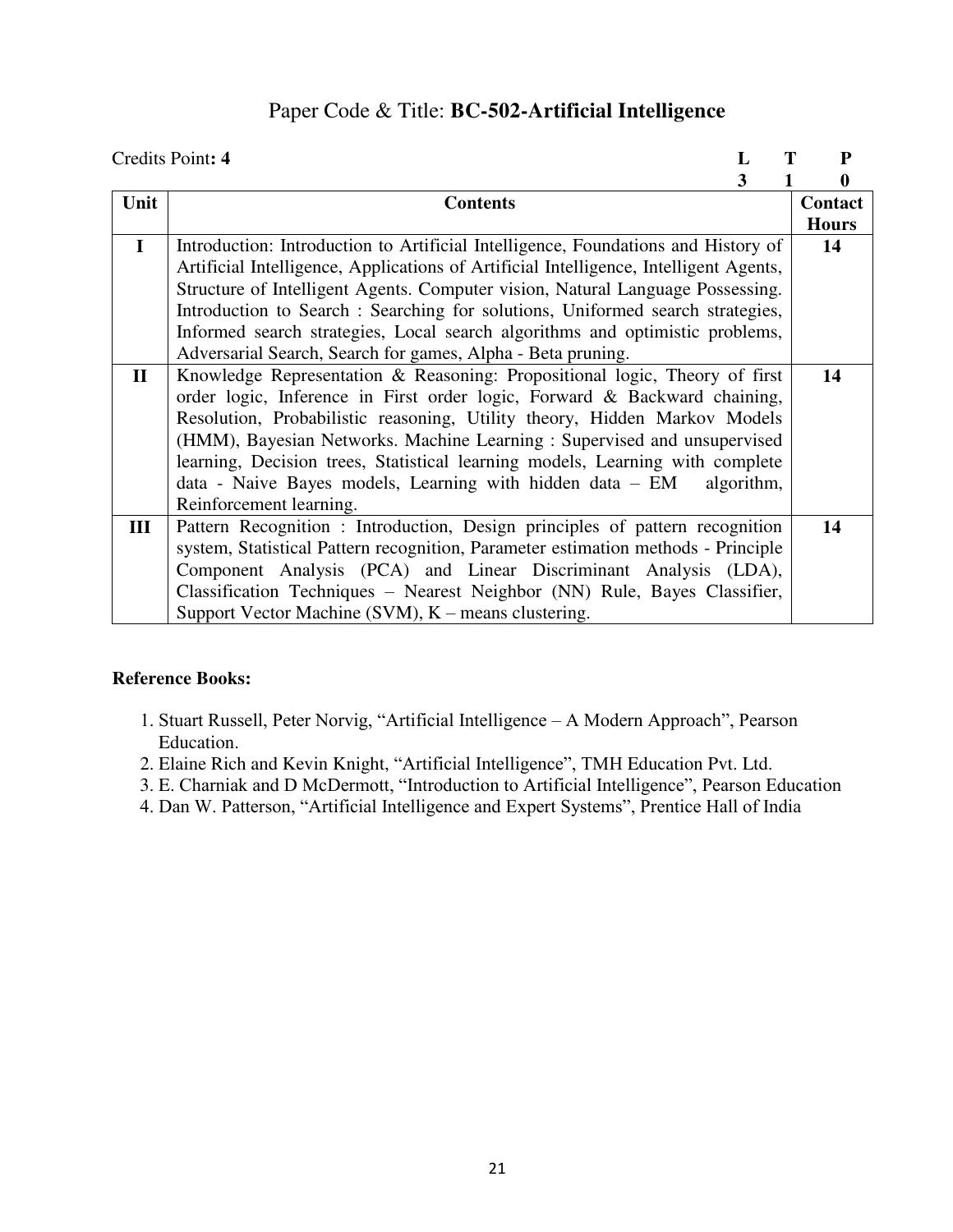## Paper Code & Title: **BC-502-Artificial Intelligence**

Credits Point**: 4**

| L | T | P |
|---|---|---|
| 3 | 1 | 0 |

| Unit | Contents | Contact Hours |
|---|---|---|
| **I** | Introduction: Introduction to Artificial Intelligence, Foundations and History of Artificial Intelligence, Applications of Artificial Intelligence, Intelligent Agents, Structure of Intelligent Agents. Computer vision, Natural Language Possessing. Introduction to Search : Searching for solutions, Uniformed search strategies, Informed search strategies, Local search algorithms and optimistic problems, Adversarial Search, Search for games, Alpha - Beta pruning. | **14** |
| **II** | Knowledge Representation & Reasoning: Propositional logic, Theory of first order logic, Inference in First order logic, Forward & Backward chaining, Resolution, Probabilistic reasoning, Utility theory, Hidden Markov Models (HMM), Bayesian Networks. Machine Learning : Supervised and unsupervised learning, Decision trees, Statistical learning models, Learning with complete data - Naive Bayes models, Learning with hidden data – EM algorithm, Reinforcement learning. | **14** |
| **III** | Pattern Recognition : Introduction, Design principles of pattern recognition system, Statistical Pattern recognition, Parameter estimation methods - Principle Component Analysis (PCA) and Linear Discriminant Analysis (LDA), Classification Techniques – Nearest Neighbor (NN) Rule, Bayes Classifier, Support Vector Machine (SVM), K – means clustering. | **14** |

**Reference Books:**

1. Stuart Russell, Peter Norvig, "Artificial Intelligence – A Modern Approach", Pearson Education.
2. Elaine Rich and Kevin Knight, "Artificial Intelligence", TMH Education Pvt. Ltd.
3. E. Charniak and D McDermott, "Introduction to Artificial Intelligence", Pearson Education
4. Dan W. Patterson, "Artificial Intelligence and Expert Systems", Prentice Hall of India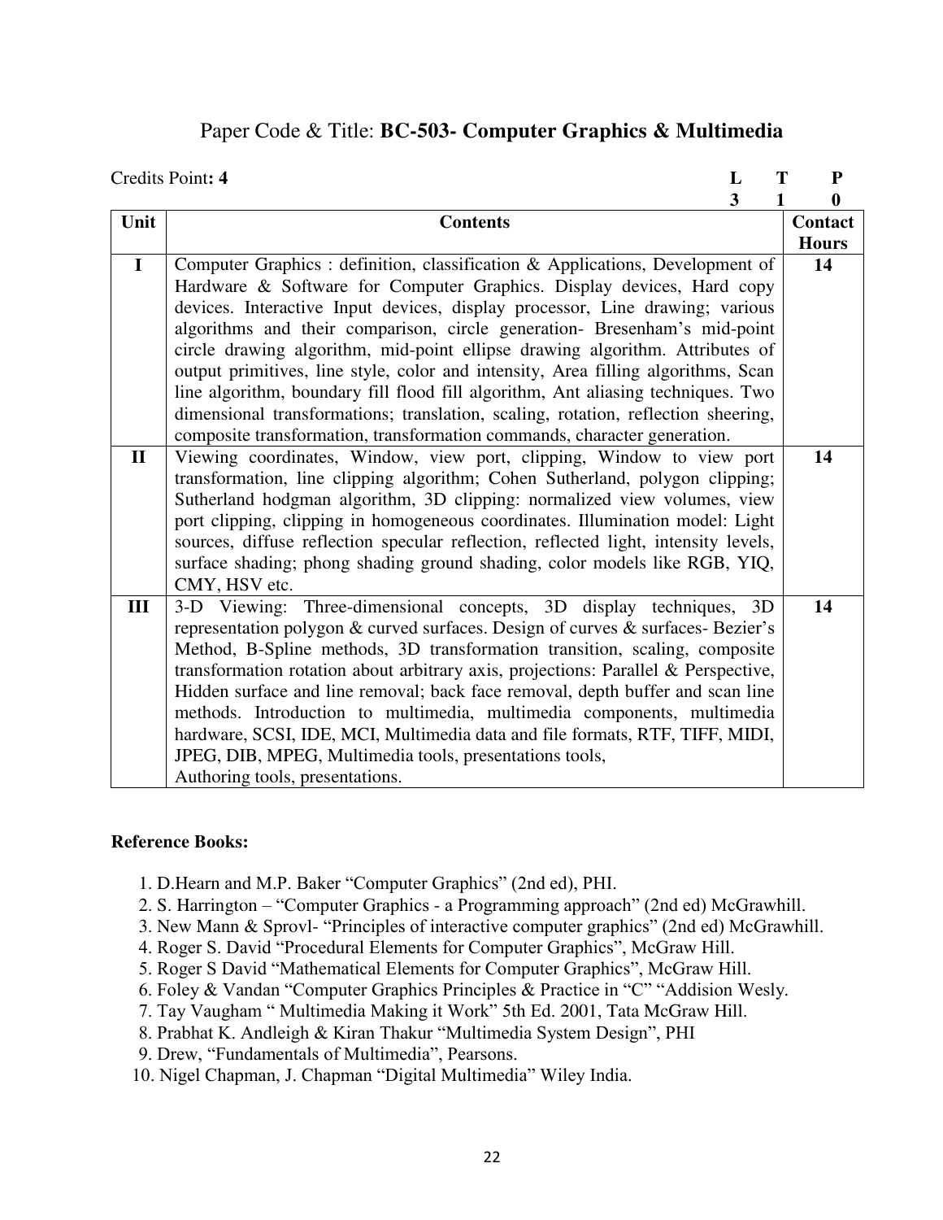## Paper Code & Title: **BC-503- Computer Graphics & Multimedia**

Credits Point**: 4**

| **L** | **T** | **P** |
|---|---|---|
| **3** | **1** | **0** |

| Unit | Contents | Contact Hours |
|---|---|---|
| **I** | Computer Graphics : definition, classification & Applications, Development of Hardware & Software for Computer Graphics. Display devices, Hard copy devices. Interactive Input devices, display processor, Line drawing; various algorithms and their comparison, circle generation- Bresenham's mid-point circle drawing algorithm, mid-point ellipse drawing algorithm. Attributes of output primitives, line style, color and intensity, Area filling algorithms, Scan line algorithm, boundary fill flood fill algorithm, Ant aliasing techniques. Two dimensional transformations; translation, scaling, rotation, reflection sheering, composite transformation, transformation commands, character generation. | **14** |
| **II** | Viewing coordinates, Window, view port, clipping, Window to view port transformation, line clipping algorithm; Cohen Sutherland, polygon clipping; Sutherland hodgman algorithm, 3D clipping: normalized view volumes, view port clipping, clipping in homogeneous coordinates. Illumination model: Light sources, diffuse reflection specular reflection, reflected light, intensity levels, surface shading; phong shading ground shading, color models like RGB, YIQ, CMY, HSV etc. | **14** |
| **III** | 3-D Viewing: Three-dimensional concepts, 3D display techniques, 3D representation polygon & curved surfaces. Design of curves & surfaces- Bezier's Method, B-Spline methods, 3D transformation transition, scaling, composite transformation rotation about arbitrary axis, projections: Parallel & Perspective, Hidden surface and line removal; back face removal, depth buffer and scan line methods. Introduction to multimedia, multimedia components, multimedia hardware, SCSI, IDE, MCI, Multimedia data and file formats, RTF, TIFF, MIDI, JPEG, DIB, MPEG, Multimedia tools, presentations tools, Authoring tools, presentations. | **14** |

**Reference Books:**

1. D.Hearn and M.P. Baker "Computer Graphics" (2nd ed), PHI.
2. S. Harrington – "Computer Graphics - a Programming approach" (2nd ed) McGrawhill.
3. New Mann & Sprovl- "Principles of interactive computer graphics" (2nd ed) McGrawhill.
4. Roger S. David "Procedural Elements for Computer Graphics", McGraw Hill.
5. Roger S David "Mathematical Elements for Computer Graphics", McGraw Hill.
6. Foley & Vandan "Computer Graphics Principles & Practice in "C" "Addision Wesly.
7. Tay Vaugham " Multimedia Making it Work" 5th Ed. 2001, Tata McGraw Hill.
8. Prabhat K. Andleigh & Kiran Thakur "Multimedia System Design", PHI
9. Drew, "Fundamentals of Multimedia", Pearsons.
10. Nigel Chapman, J. Chapman "Digital Multimedia" Wiley India.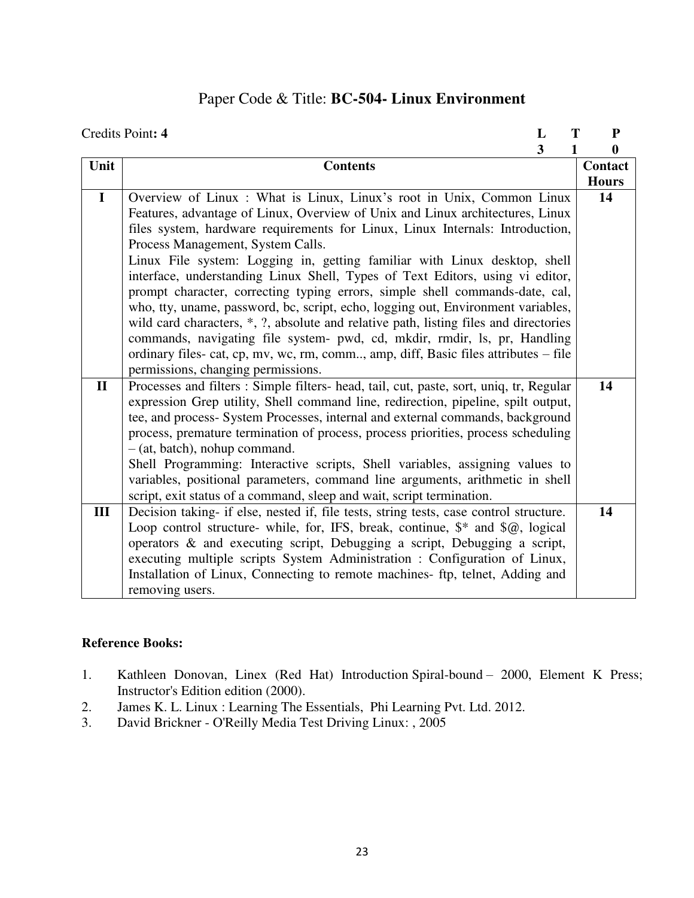# Paper Code & Title: **BC-504- Linux Environment**

Credits Point**: 4**

| L | T | P |
|---|---|---|
| 3 | 1 | 0 |

| Unit | Contents | Contact Hours |
|---|---|---|
| I | Overview of Linux : What is Linux, Linux's root in Unix, Common Linux Features, advantage of Linux, Overview of Unix and Linux architectures, Linux files system, hardware requirements for Linux, Linux Internals: Introduction, Process Management, System Calls.<br>Linux File system: Logging in, getting familiar with Linux desktop, shell interface, understanding Linux Shell, Types of Text Editors, using vi editor, prompt character, correcting typing errors, simple shell commands-date, cal, who, tty, uname, password, bc, script, echo, logging out, Environment variables, wild card characters, *, ?, absolute and relative path, listing files and directories commands, navigating file system- pwd, cd, mkdir, rmdir, ls, pr, Handling ordinary files- cat, cp, mv, wc, rm, comm.., amp, diff, Basic files attributes – file permissions, changing permissions. | **14** |
| II | Processes and filters : Simple filters- head, tail, cut, paste, sort, uniq, tr, Regular expression Grep utility, Shell command line, redirection, pipeline, spilt output, tee, and process- System Processes, internal and external commands, background process, premature termination of process, process priorities, process scheduling – (at, batch), nohup command.<br>Shell Programming: Interactive scripts, Shell variables, assigning values to variables, positional parameters, command line arguments, arithmetic in shell script, exit status of a command, sleep and wait, script termination. | **14** |
| III | Decision taking- if else, nested if, file tests, string tests, case control structure. Loop control structure- while, for, IFS, break, continue, $* and $@, logical operators & and executing script, Debugging a script, Debugging a script, executing multiple scripts System Administration : Configuration of Linux, Installation of Linux, Connecting to remote machines- ftp, telnet, Adding and removing users. | **14** |

**Reference Books:**

1. Kathleen Donovan, Linex (Red Hat) Introduction Spiral-bound – 2000, Element K Press; Instructor's Edition edition (2000).
2. James K. L. Linux : Learning The Essentials, Phi Learning Pvt. Ltd. 2012.
3. David Brickner - O'Reilly Media Test Driving Linux: , 2005